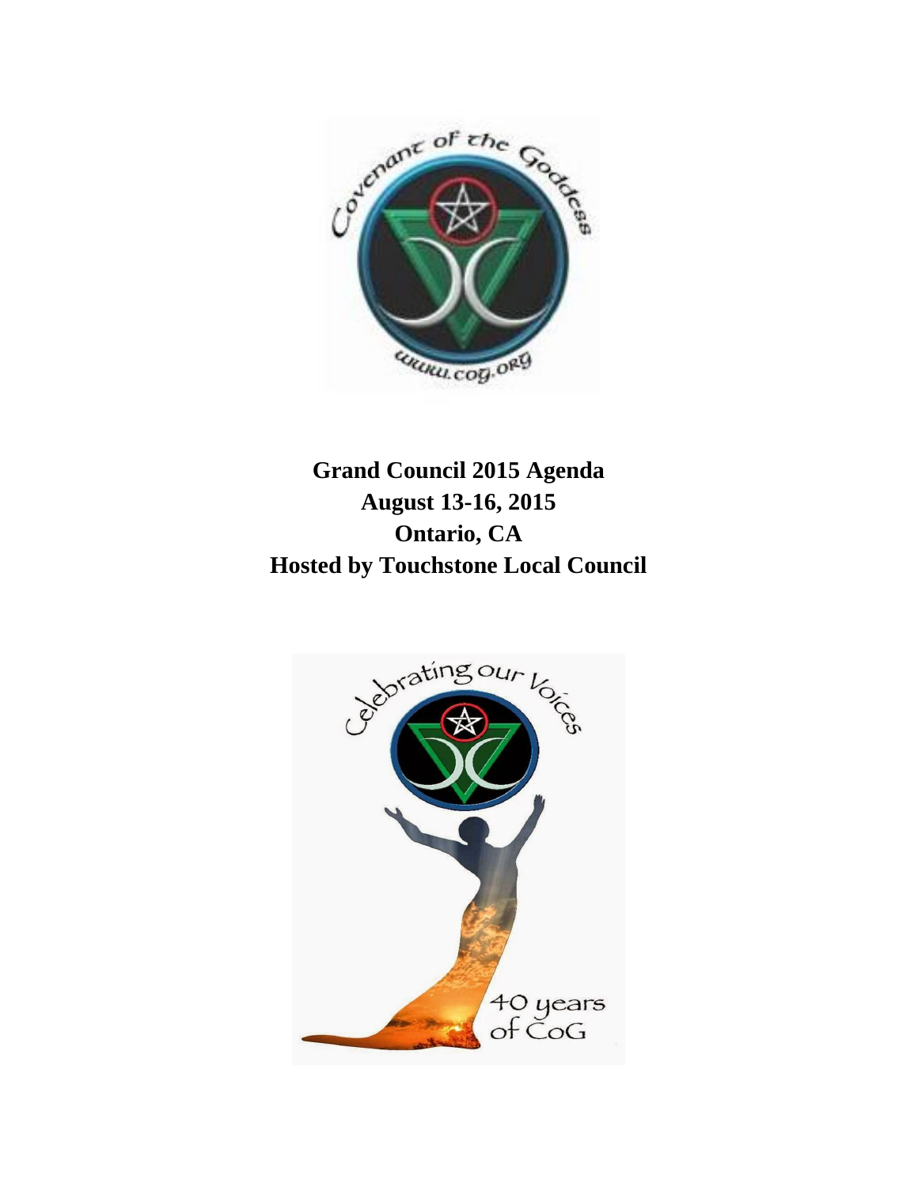# Grand Council 2015 Agenda

**August 13-16, 2015**

**Ontario, CA**

**Hosted by Touchstone Local Council**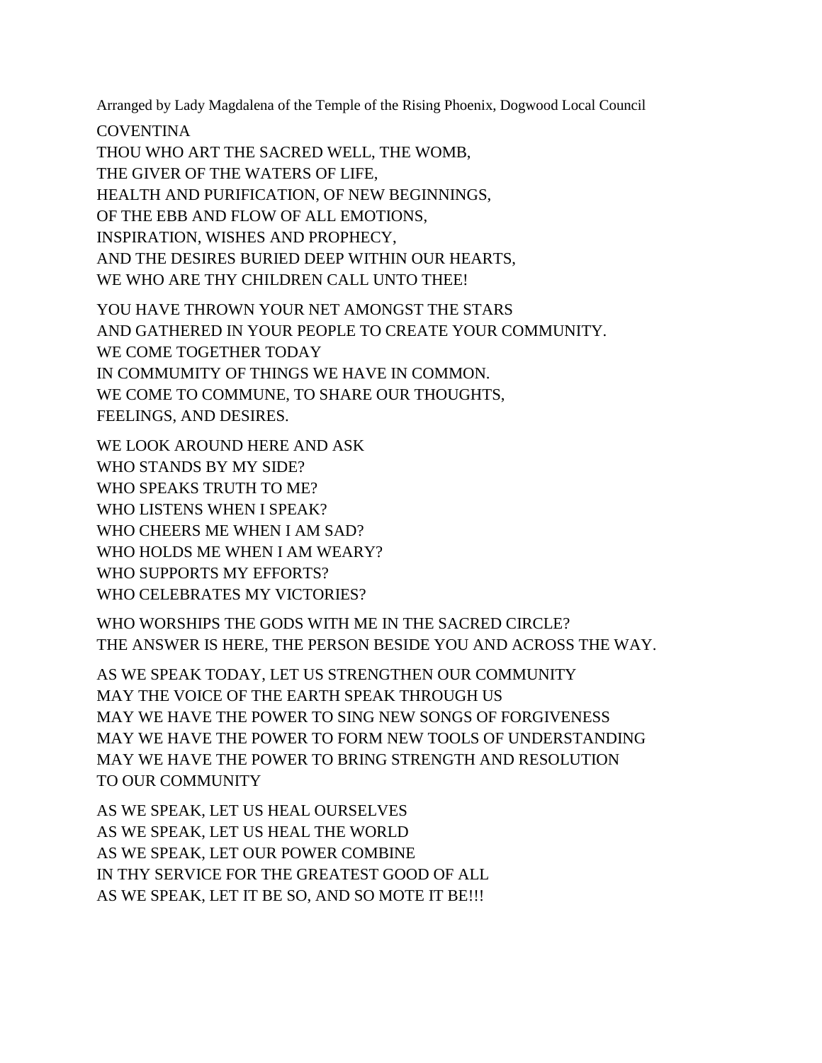Arranged by Lady Magdalena of the Temple of the Rising Phoenix, Dogwood Local Council

COVENTINA
THOU WHO ART THE SACRED WELL, THE WOMB,
THE GIVER OF THE WATERS OF LIFE,
HEALTH AND PURIFICATION, OF NEW BEGINNINGS,
OF THE EBB AND FLOW OF ALL EMOTIONS,
INSPIRATION, WISHES AND PROPHECY,
AND THE DESIRES BURIED DEEP WITHIN OUR HEARTS,
WE WHO ARE THY CHILDREN CALL UNTO THEE!

YOU HAVE THROWN YOUR NET AMONGST THE STARS
AND GATHERED IN YOUR PEOPLE TO CREATE YOUR COMMUNITY.
WE COME TOGETHER TODAY
IN COMMUMITY OF THINGS WE HAVE IN COMMON.
WE COME TO COMMUNE, TO SHARE OUR THOUGHTS,
FEELINGS, AND DESIRES.

WE LOOK AROUND HERE AND ASK
WHO STANDS BY MY SIDE?
WHO SPEAKS TRUTH TO ME?
WHO LISTENS WHEN I SPEAK?
WHO CHEERS ME WHEN I AM SAD?
WHO HOLDS ME WHEN I AM WEARY?
WHO SUPPORTS MY EFFORTS?
WHO CELEBRATES MY VICTORIES?

WHO WORSHIPS THE GODS WITH ME IN THE SACRED CIRCLE?
THE ANSWER IS HERE, THE PERSON BESIDE YOU AND ACROSS THE WAY.

AS WE SPEAK TODAY, LET US STRENGTHEN OUR COMMUNITY
MAY THE VOICE OF THE EARTH SPEAK THROUGH US
MAY WE HAVE THE POWER TO SING NEW SONGS OF FORGIVENESS
MAY WE HAVE THE POWER TO FORM NEW TOOLS OF UNDERSTANDING
MAY WE HAVE THE POWER TO BRING STRENGTH AND RESOLUTION
TO OUR COMMUNITY

AS WE SPEAK, LET US HEAL OURSELVES
AS WE SPEAK, LET US HEAL THE WORLD
AS WE SPEAK, LET OUR POWER COMBINE
IN THY SERVICE FOR THE GREATEST GOOD OF ALL
AS WE SPEAK, LET IT BE SO, AND SO MOTE IT BE!!!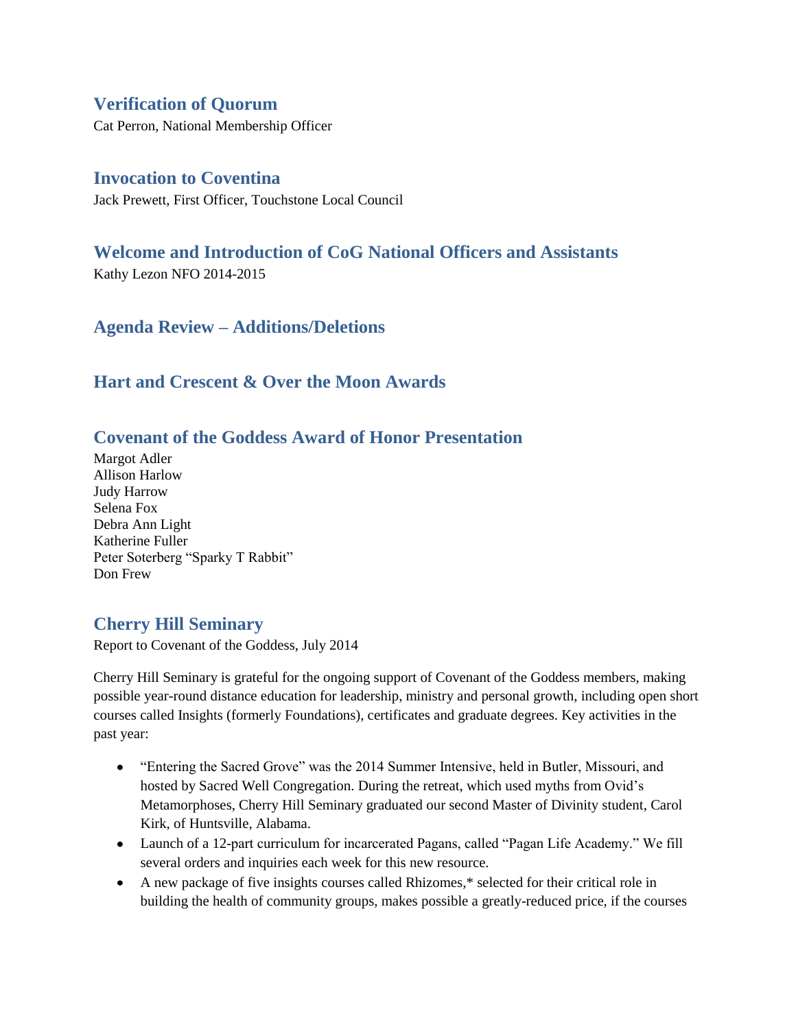## Verification of Quorum

Cat Perron, National Membership Officer

## Invocation to Coventina

Jack Prewett, First Officer, Touchstone Local Council

## Welcome and Introduction of CoG National Officers and Assistants

Kathy Lezon NFO 2014-2015

## Agenda Review – Additions/Deletions

## Hart and Crescent & Over the Moon Awards

## Covenant of the Goddess Award of Honor Presentation

Margot Adler
Allison Harlow
Judy Harrow
Selena Fox
Debra Ann Light
Katherine Fuller
Peter Soterberg "Sparky T Rabbit"
Don Frew

## Cherry Hill Seminary

Report to Covenant of the Goddess, July 2014

Cherry Hill Seminary is grateful for the ongoing support of Covenant of the Goddess members, making possible year-round distance education for leadership, ministry and personal growth, including open short courses called Insights (formerly Foundations), certificates and graduate degrees. Key activities in the past year:

- "Entering the Sacred Grove" was the 2014 Summer Intensive, held in Butler, Missouri, and hosted by Sacred Well Congregation. During the retreat, which used myths from Ovid's Metamorphoses, Cherry Hill Seminary graduated our second Master of Divinity student, Carol Kirk, of Huntsville, Alabama.
- Launch of a 12-part curriculum for incarcerated Pagans, called "Pagan Life Academy." We fill several orders and inquiries each week for this new resource.
- A new package of five insights courses called Rhizomes,* selected for their critical role in building the health of community groups, makes possible a greatly-reduced price, if the courses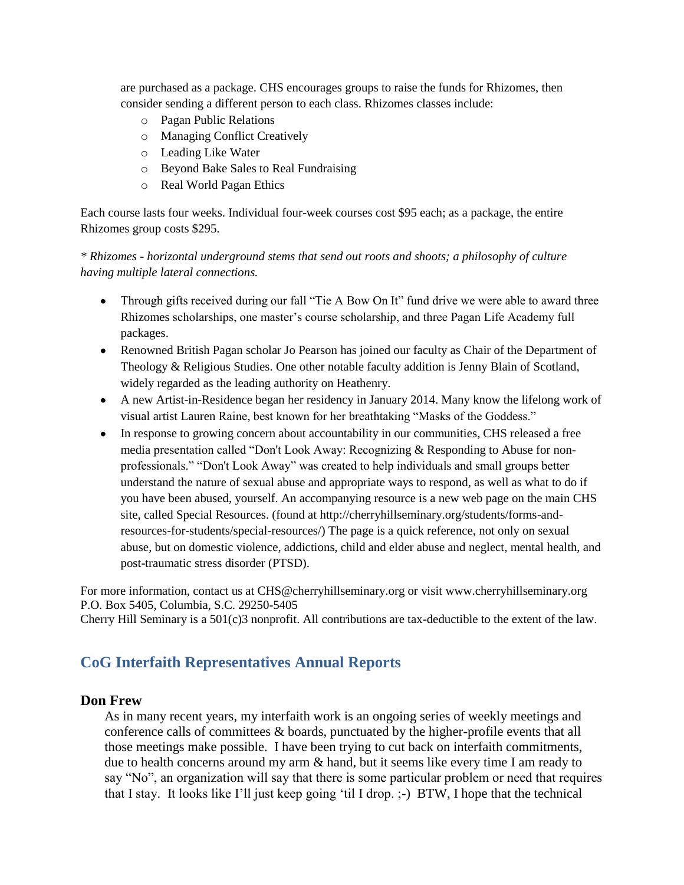are purchased as a package. CHS encourages groups to raise the funds for Rhizomes, then consider sending a different person to each class. Rhizomes classes include:

- Pagan Public Relations
- Managing Conflict Creatively
- Leading Like Water
- Beyond Bake Sales to Real Fundraising
- Real World Pagan Ethics

Each course lasts four weeks. Individual four-week courses cost $95 each; as a package, the entire Rhizomes group costs $295.

*\* Rhizomes - horizontal underground stems that send out roots and shoots; a philosophy of culture having multiple lateral connections.*

- Through gifts received during our fall "Tie A Bow On It" fund drive we were able to award three Rhizomes scholarships, one master's course scholarship, and three Pagan Life Academy full packages.
- Renowned British Pagan scholar Jo Pearson has joined our faculty as Chair of the Department of Theology & Religious Studies. One other notable faculty addition is Jenny Blain of Scotland, widely regarded as the leading authority on Heathenry.
- A new Artist-in-Residence began her residency in January 2014. Many know the lifelong work of visual artist Lauren Raine, best known for her breathtaking "Masks of the Goddess."
- In response to growing concern about accountability in our communities, CHS released a free media presentation called "Don't Look Away: Recognizing & Responding to Abuse for non-professionals." "Don't Look Away" was created to help individuals and small groups better understand the nature of sexual abuse and appropriate ways to respond, as well as what to do if you have been abused, yourself. An accompanying resource is a new web page on the main CHS site, called Special Resources. (found at http://cherryhillseminary.org/students/forms-and-resources-for-students/special-resources/) The page is a quick reference, not only on sexual abuse, but on domestic violence, addictions, child and elder abuse and neglect, mental health, and post-traumatic stress disorder (PTSD).

For more information, contact us at CHS@cherryhillseminary.org or visit www.cherryhillseminary.org
P.O. Box 5405, Columbia, S.C. 29250-5405
Cherry Hill Seminary is a 501(c)3 nonprofit. All contributions are tax-deductible to the extent of the law.

## CoG Interfaith Representatives Annual Reports

### Don Frew

As in many recent years, my interfaith work is an ongoing series of weekly meetings and conference calls of committees & boards, punctuated by the higher-profile events that all those meetings make possible. I have been trying to cut back on interfaith commitments, due to health concerns around my arm & hand, but it seems like every time I am ready to say "No", an organization will say that there is some particular problem or need that requires that I stay. It looks like I'll just keep going 'til I drop. ;-) BTW, I hope that the technical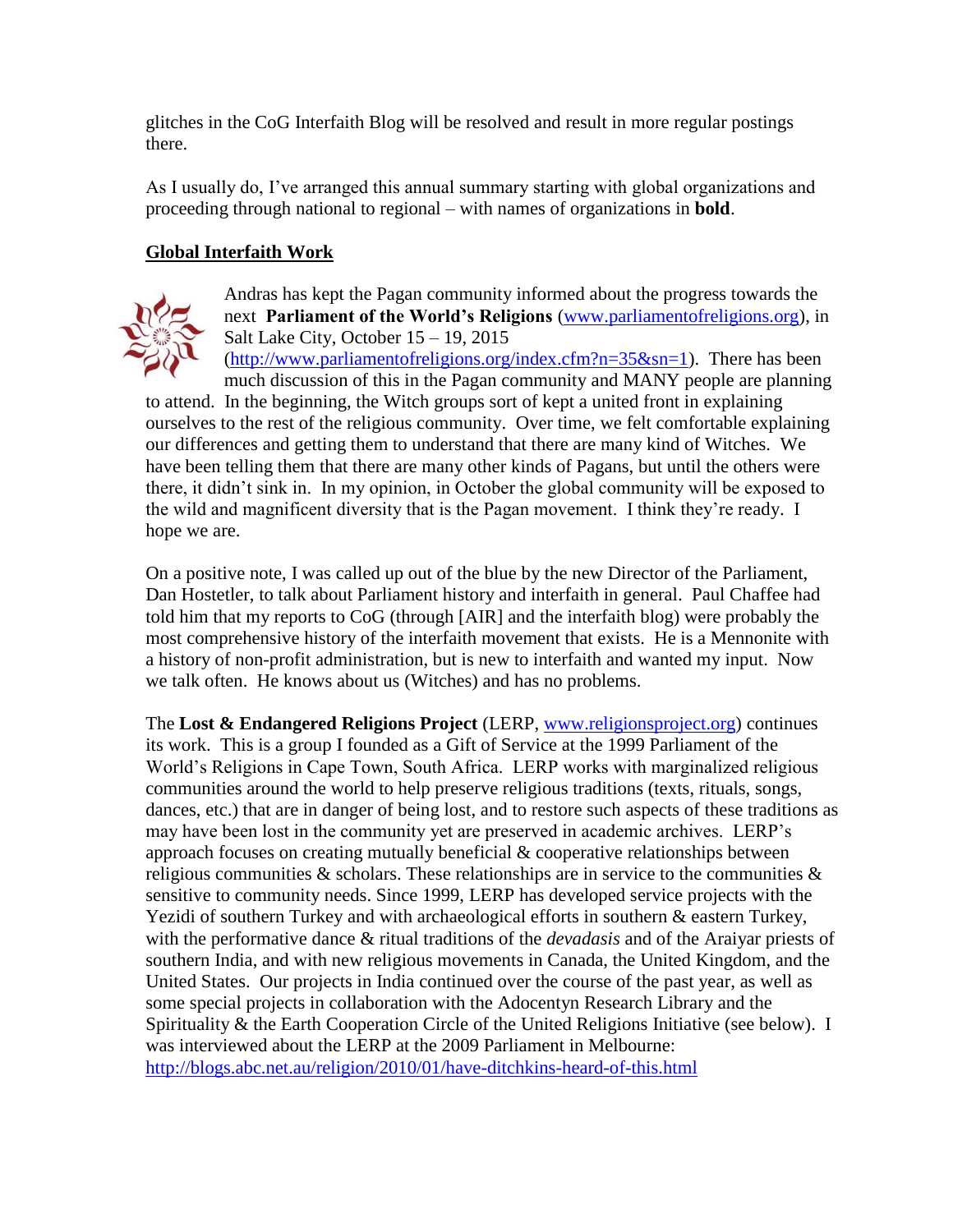glitches in the CoG Interfaith Blog will be resolved and result in more regular postings there.

As I usually do, I've arranged this annual summary starting with global organizations and proceeding through national to regional – with names of organizations in **bold**.

## Global Interfaith Work

Andras has kept the Pagan community informed about the progress towards the next **Parliament of the World's Religions** (www.parliamentofreligions.org), in Salt Lake City, October 15 – 19, 2015 (http://www.parliamentofreligions.org/index.cfm?n=35&sn=1). There has been much discussion of this in the Pagan community and MANY people are planning to attend. In the beginning, the Witch groups sort of kept a united front in explaining ourselves to the rest of the religious community. Over time, we felt comfortable explaining our differences and getting them to understand that there are many kind of Witches. We have been telling them that there are many other kinds of Pagans, but until the others were there, it didn't sink in. In my opinion, in October the global community will be exposed to the wild and magnificent diversity that is the Pagan movement. I think they're ready. I hope we are.

On a positive note, I was called up out of the blue by the new Director of the Parliament, Dan Hostetler, to talk about Parliament history and interfaith in general. Paul Chaffee had told him that my reports to CoG (through [AIR] and the interfaith blog) were probably the most comprehensive history of the interfaith movement that exists. He is a Mennonite with a history of non-profit administration, but is new to interfaith and wanted my input. Now we talk often. He knows about us (Witches) and has no problems.

The **Lost & Endangered Religions Project** (LERP, www.religionsproject.org) continues its work. This is a group I founded as a Gift of Service at the 1999 Parliament of the World's Religions in Cape Town, South Africa. LERP works with marginalized religious communities around the world to help preserve religious traditions (texts, rituals, songs, dances, etc.) that are in danger of being lost, and to restore such aspects of these traditions as may have been lost in the community yet are preserved in academic archives. LERP's approach focuses on creating mutually beneficial & cooperative relationships between religious communities & scholars. These relationships are in service to the communities & sensitive to community needs. Since 1999, LERP has developed service projects with the Yezidi of southern Turkey and with archaeological efforts in southern & eastern Turkey, with the performative dance & ritual traditions of the *devadasis* and of the Araiyar priests of southern India, and with new religious movements in Canada, the United Kingdom, and the United States. Our projects in India continued over the course of the past year, as well as some special projects in collaboration with the Adocentyn Research Library and the Spirituality & the Earth Cooperation Circle of the United Religions Initiative (see below). I was interviewed about the LERP at the 2009 Parliament in Melbourne: http://blogs.abc.net.au/religion/2010/01/have-ditchkins-heard-of-this.html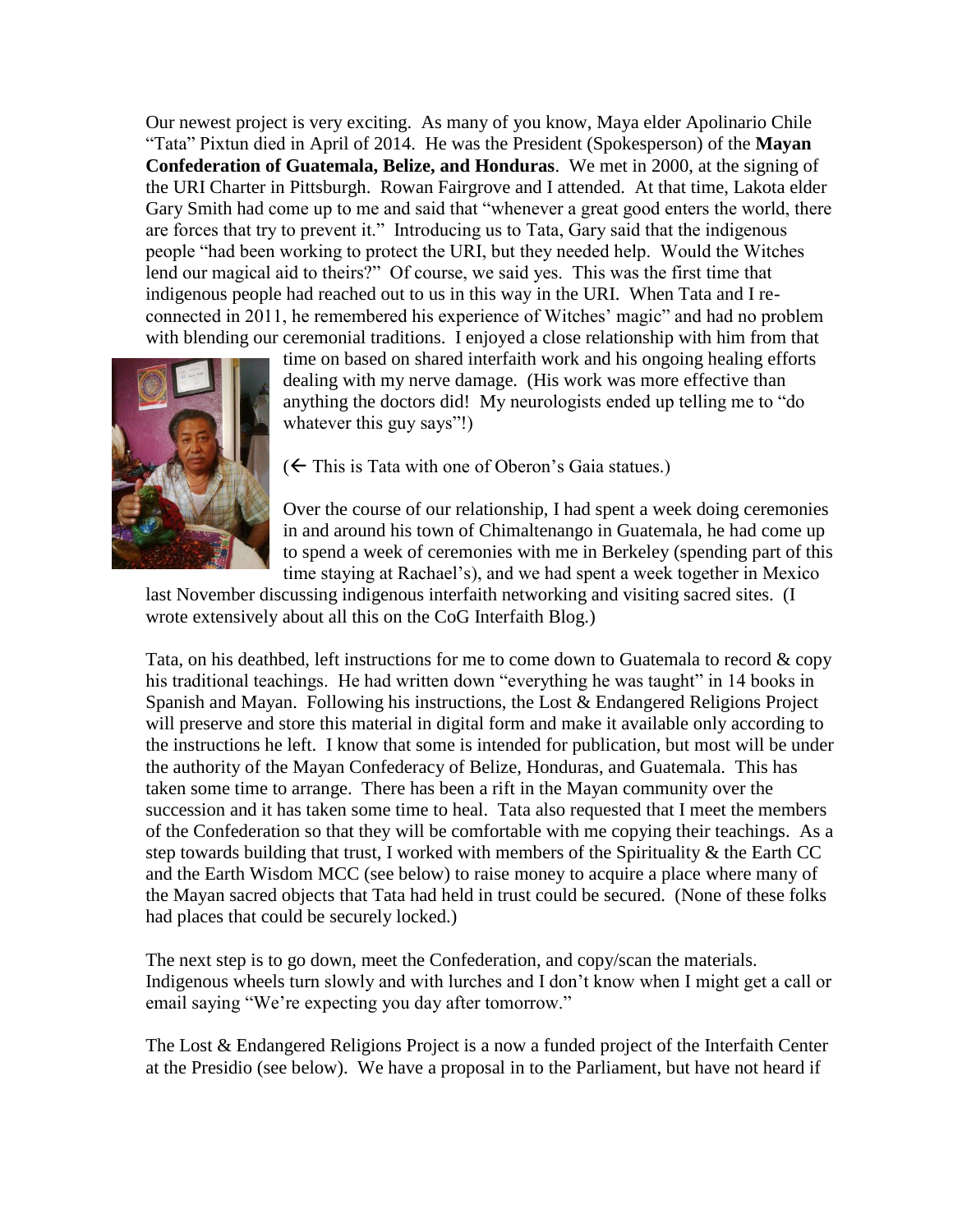Our newest project is very exciting. As many of you know, Maya elder Apolinario Chile "Tata" Pixtun died in April of 2014. He was the President (Spokesperson) of the **Mayan Confederation of Guatemala, Belize, and Honduras**. We met in 2000, at the signing of the URI Charter in Pittsburgh. Rowan Fairgrove and I attended. At that time, Lakota elder Gary Smith had come up to me and said that "whenever a great good enters the world, there are forces that try to prevent it." Introducing us to Tata, Gary said that the indigenous people "had been working to protect the URI, but they needed help. Would the Witches lend our magical aid to theirs?" Of course, we said yes. This was the first time that indigenous people had reached out to us in this way in the URI. When Tata and I re-connected in 2011, he remembered his experience of Witches' magic" and had no problem with blending our ceremonial traditions. I enjoyed a close relationship with him from that time on based on shared interfaith work and his ongoing healing efforts dealing with my nerve damage. (His work was more effective than anything the doctors did! My neurologists ended up telling me to "do whatever this guy says"!)

(← This is Tata with one of Oberon's Gaia statues.)

Over the course of our relationship, I had spent a week doing ceremonies in and around his town of Chimaltenango in Guatemala, he had come up to spend a week of ceremonies with me in Berkeley (spending part of this time staying at Rachael's), and we had spent a week together in Mexico last November discussing indigenous interfaith networking and visiting sacred sites. (I wrote extensively about all this on the CoG Interfaith Blog.)

Tata, on his deathbed, left instructions for me to come down to Guatemala to record & copy his traditional teachings. He had written down "everything he was taught" in 14 books in Spanish and Mayan. Following his instructions, the Lost & Endangered Religions Project will preserve and store this material in digital form and make it available only according to the instructions he left. I know that some is intended for publication, but most will be under the authority of the Mayan Confederacy of Belize, Honduras, and Guatemala. This has taken some time to arrange. There has been a rift in the Mayan community over the succession and it has taken some time to heal. Tata also requested that I meet the members of the Confederation so that they will be comfortable with me copying their teachings. As a step towards building that trust, I worked with members of the Spirituality & the Earth CC and the Earth Wisdom MCC (see below) to raise money to acquire a place where many of the Mayan sacred objects that Tata had held in trust could be secured. (None of these folks had places that could be securely locked.)

The next step is to go down, meet the Confederation, and copy/scan the materials. Indigenous wheels turn slowly and with lurches and I don't know when I might get a call or email saying "We're expecting you day after tomorrow."

The Lost & Endangered Religions Project is a now a funded project of the Interfaith Center at the Presidio (see below). We have a proposal in to the Parliament, but have not heard if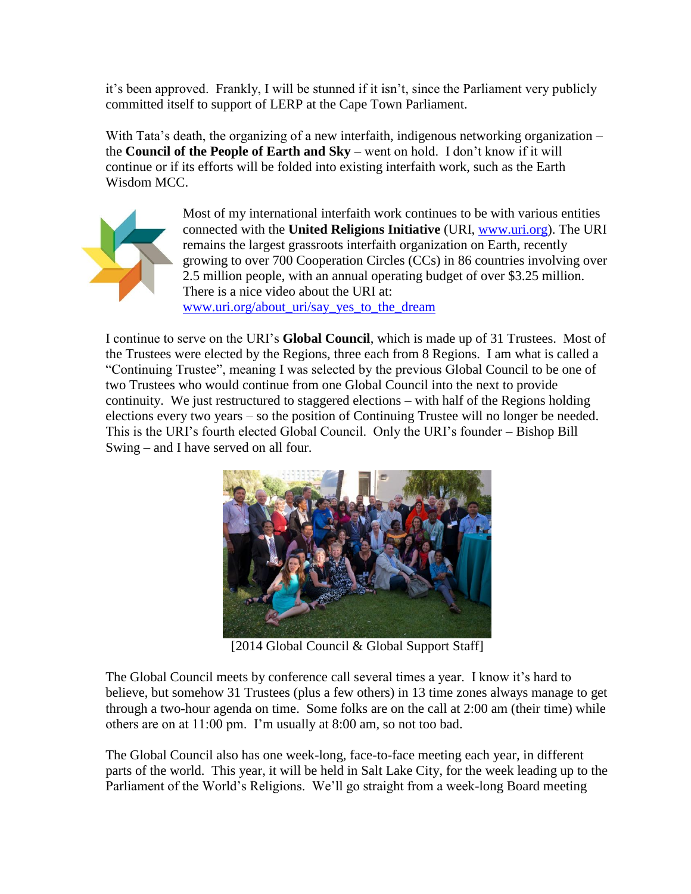it's been approved. Frankly, I will be stunned if it isn't, since the Parliament very publicly committed itself to support of LERP at the Cape Town Parliament.

With Tata's death, the organizing of a new interfaith, indigenous networking organization – the **Council of the People of Earth and Sky** – went on hold. I don't know if it will continue or if its efforts will be folded into existing interfaith work, such as the Earth Wisdom MCC.

Most of my international interfaith work continues to be with various entities connected with the **United Religions Initiative** (URI, www.uri.org). The URI remains the largest grassroots interfaith organization on Earth, recently growing to over 700 Cooperation Circles (CCs) in 86 countries involving over 2.5 million people, with an annual operating budget of over $3.25 million. There is a nice video about the URI at: www.uri.org/about_uri/say_yes_to_the_dream

I continue to serve on the URI's **Global Council**, which is made up of 31 Trustees. Most of the Trustees were elected by the Regions, three each from 8 Regions. I am what is called a "Continuing Trustee", meaning I was selected by the previous Global Council to be one of two Trustees who would continue from one Global Council into the next to provide continuity. We just restructured to staggered elections – with half of the Regions holding elections every two years – so the position of Continuing Trustee will no longer be needed. This is the URI's fourth elected Global Council. Only the URI's founder – Bishop Bill Swing – and I have served on all four.

[2014 Global Council & Global Support Staff]

The Global Council meets by conference call several times a year. I know it's hard to believe, but somehow 31 Trustees (plus a few others) in 13 time zones always manage to get through a two-hour agenda on time. Some folks are on the call at 2:00 am (their time) while others are on at 11:00 pm. I'm usually at 8:00 am, so not too bad.

The Global Council also has one week-long, face-to-face meeting each year, in different parts of the world. This year, it will be held in Salt Lake City, for the week leading up to the Parliament of the World's Religions. We'll go straight from a week-long Board meeting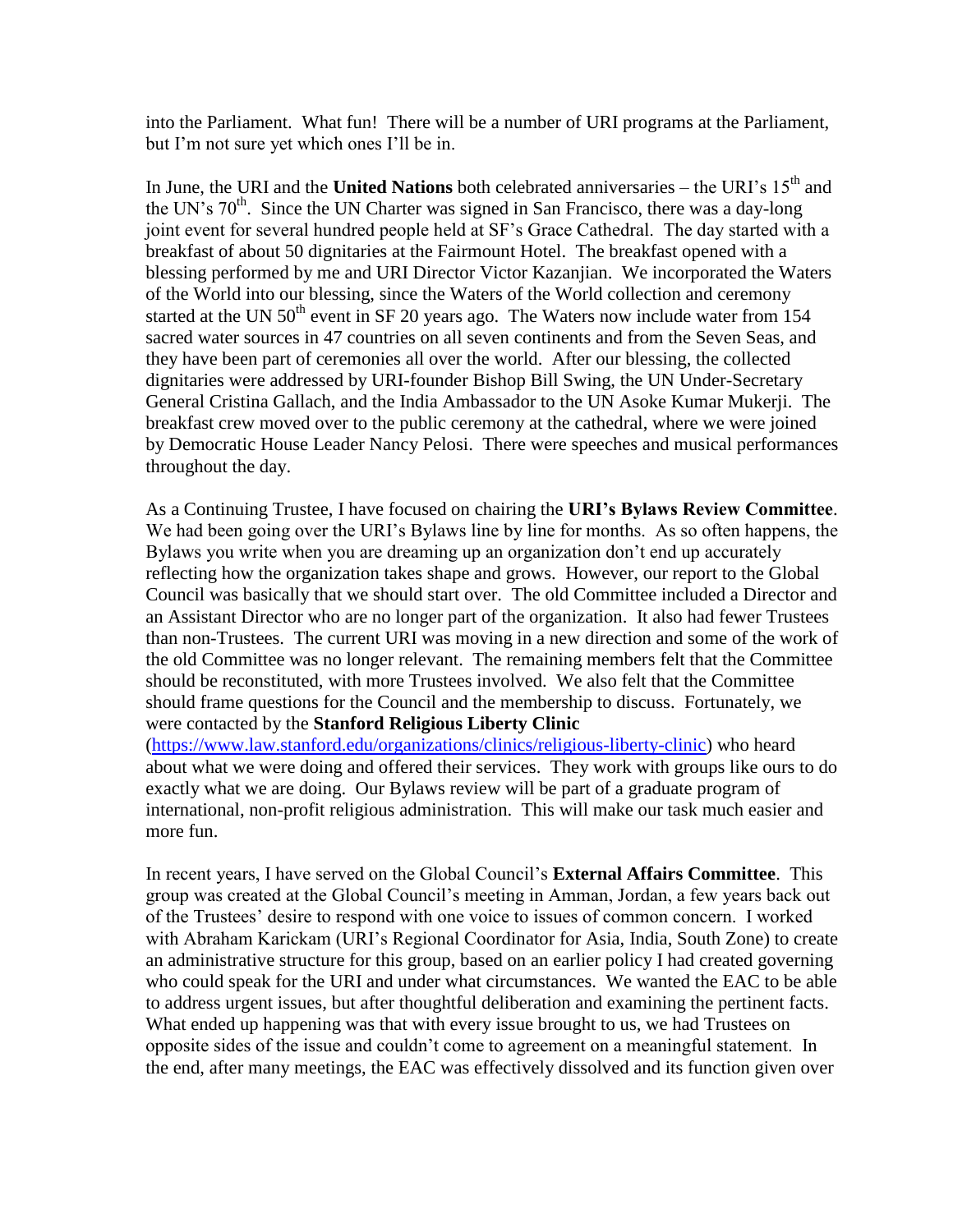into the Parliament. What fun! There will be a number of URI programs at the Parliament, but I'm not sure yet which ones I'll be in.

In June, the URI and the **United Nations** both celebrated anniversaries – the URI's 15th and the UN's 70th. Since the UN Charter was signed in San Francisco, there was a day-long joint event for several hundred people held at SF's Grace Cathedral. The day started with a breakfast of about 50 dignitaries at the Fairmount Hotel. The breakfast opened with a blessing performed by me and URI Director Victor Kazanjian. We incorporated the Waters of the World into our blessing, since the Waters of the World collection and ceremony started at the UN 50th event in SF 20 years ago. The Waters now include water from 154 sacred water sources in 47 countries on all seven continents and from the Seven Seas, and they have been part of ceremonies all over the world. After our blessing, the collected dignitaries were addressed by URI-founder Bishop Bill Swing, the UN Under-Secretary General Cristina Gallach, and the India Ambassador to the UN Asoke Kumar Mukerji. The breakfast crew moved over to the public ceremony at the cathedral, where we were joined by Democratic House Leader Nancy Pelosi. There were speeches and musical performances throughout the day.

As a Continuing Trustee, I have focused on chairing the **URI's Bylaws Review Committee**. We had been going over the URI's Bylaws line by line for months. As so often happens, the Bylaws you write when you are dreaming up an organization don't end up accurately reflecting how the organization takes shape and grows. However, our report to the Global Council was basically that we should start over. The old Committee included a Director and an Assistant Director who are no longer part of the organization. It also had fewer Trustees than non-Trustees. The current URI was moving in a new direction and some of the work of the old Committee was no longer relevant. The remaining members felt that the Committee should be reconstituted, with more Trustees involved. We also felt that the Committee should frame questions for the Council and the membership to discuss. Fortunately, we were contacted by the **Stanford Religious Liberty Clinic** (https://www.law.stanford.edu/organizations/clinics/religious-liberty-clinic) who heard about what we were doing and offered their services. They work with groups like ours to do exactly what we are doing. Our Bylaws review will be part of a graduate program of international, non-profit religious administration. This will make our task much easier and more fun.

In recent years, I have served on the Global Council's **External Affairs Committee**. This group was created at the Global Council's meeting in Amman, Jordan, a few years back out of the Trustees' desire to respond with one voice to issues of common concern. I worked with Abraham Karickam (URI's Regional Coordinator for Asia, India, South Zone) to create an administrative structure for this group, based on an earlier policy I had created governing who could speak for the URI and under what circumstances. We wanted the EAC to be able to address urgent issues, but after thoughtful deliberation and examining the pertinent facts. What ended up happening was that with every issue brought to us, we had Trustees on opposite sides of the issue and couldn't come to agreement on a meaningful statement. In the end, after many meetings, the EAC was effectively dissolved and its function given over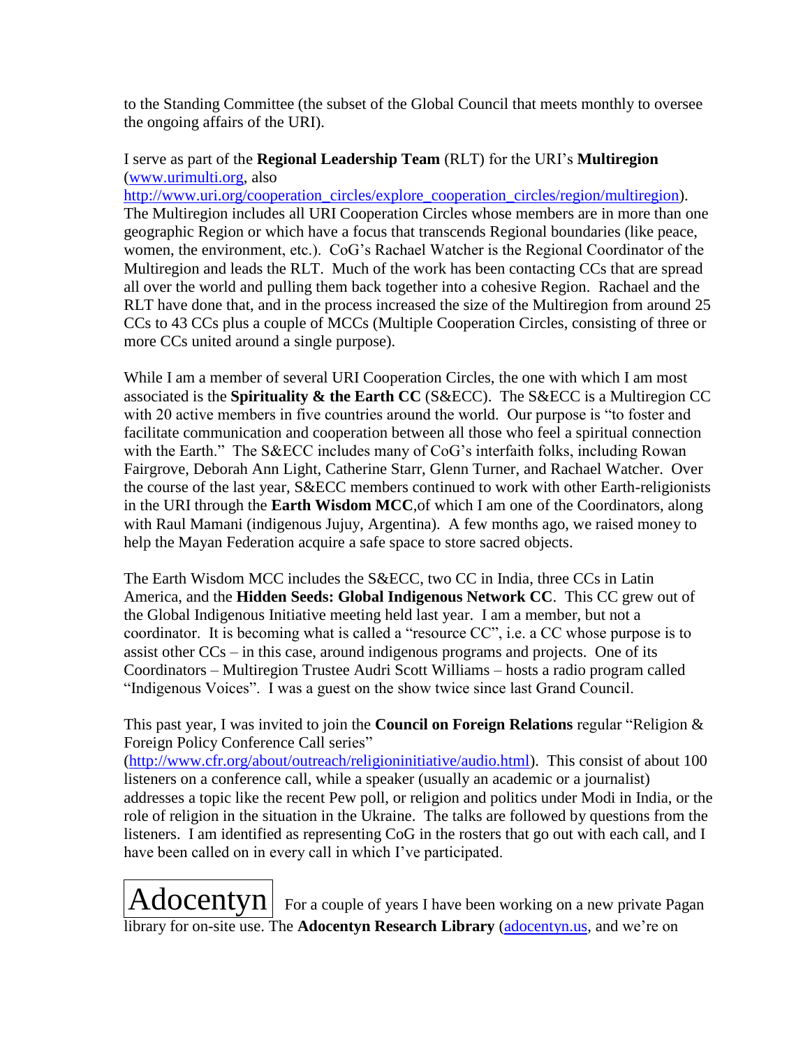to the Standing Committee (the subset of the Global Council that meets monthly to oversee the ongoing affairs of the URI).

I serve as part of the **Regional Leadership Team** (RLT) for the URI's **Multiregion** (www.urimulti.org, also http://www.uri.org/cooperation_circles/explore_cooperation_circles/region/multiregion). The Multiregion includes all URI Cooperation Circles whose members are in more than one geographic Region or which have a focus that transcends Regional boundaries (like peace, women, the environment, etc.). CoG's Rachael Watcher is the Regional Coordinator of the Multiregion and leads the RLT. Much of the work has been contacting CCs that are spread all over the world and pulling them back together into a cohesive Region. Rachael and the RLT have done that, and in the process increased the size of the Multiregion from around 25 CCs to 43 CCs plus a couple of MCCs (Multiple Cooperation Circles, consisting of three or more CCs united around a single purpose).

While I am a member of several URI Cooperation Circles, the one with which I am most associated is the **Spirituality & the Earth CC** (S&ECC). The S&ECC is a Multiregion CC with 20 active members in five countries around the world. Our purpose is "to foster and facilitate communication and cooperation between all those who feel a spiritual connection with the Earth." The S&ECC includes many of CoG's interfaith folks, including Rowan Fairgrove, Deborah Ann Light, Catherine Starr, Glenn Turner, and Rachael Watcher. Over the course of the last year, S&ECC members continued to work with other Earth-religionists in the URI through the **Earth Wisdom MCC**,of which I am one of the Coordinators, along with Raul Mamani (indigenous Jujuy, Argentina). A few months ago, we raised money to help the Mayan Federation acquire a safe space to store sacred objects.

The Earth Wisdom MCC includes the S&ECC, two CC in India, three CCs in Latin America, and the **Hidden Seeds: Global Indigenous Network CC**. This CC grew out of the Global Indigenous Initiative meeting held last year. I am a member, but not a coordinator. It is becoming what is called a "resource CC", i.e. a CC whose purpose is to assist other CCs – in this case, around indigenous programs and projects. One of its Coordinators – Multiregion Trustee Audri Scott Williams – hosts a radio program called "Indigenous Voices". I was a guest on the show twice since last Grand Council.

This past year, I was invited to join the **Council on Foreign Relations** regular "Religion & Foreign Policy Conference Call series" (http://www.cfr.org/about/outreach/religioninitiative/audio.html). This consist of about 100 listeners on a conference call, while a speaker (usually an academic or a journalist) addresses a topic like the recent Pew poll, or religion and politics under Modi in India, or the role of religion in the situation in the Ukraine. The talks are followed by questions from the listeners. I am identified as representing CoG in the rosters that go out with each call, and I have been called on in every call in which I've participated.

## Adocentyn

For a couple of years I have been working on a new private Pagan library for on-site use. The **Adocentyn Research Library** (adocentyn.us, and we're on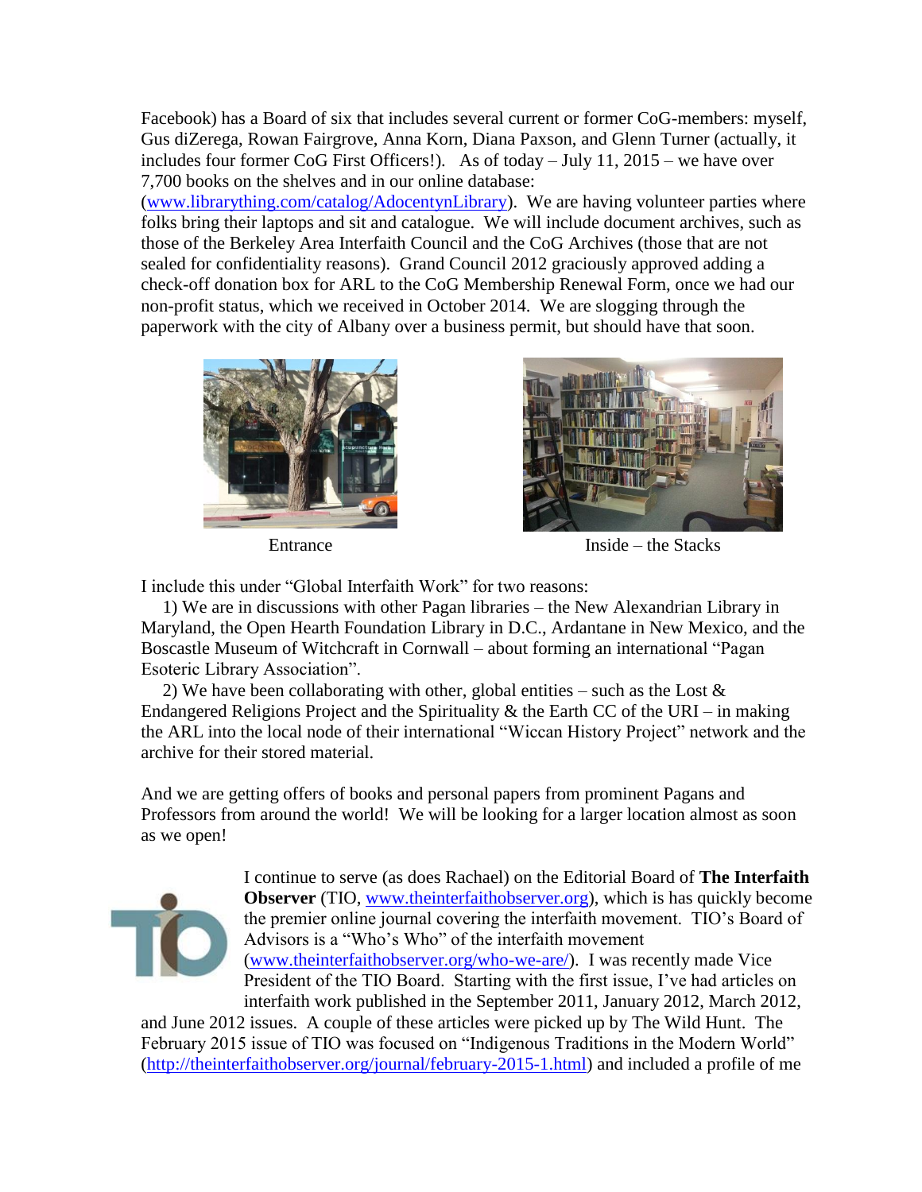Facebook) has a Board of six that includes several current or former CoG-members: myself, Gus diZerega, Rowan Fairgrove, Anna Korn, Diana Paxson, and Glenn Turner (actually, it includes four former CoG First Officers!). As of today – July 11, 2015 – we have over 7,700 books on the shelves and in our online database: (www.librarything.com/catalog/AdocentynLibrary). We are having volunteer parties where folks bring their laptops and sit and catalogue. We will include document archives, such as those of the Berkeley Area Interfaith Council and the CoG Archives (those that are not sealed for confidentiality reasons). Grand Council 2012 graciously approved adding a check-off donation box for ARL to the CoG Membership Renewal Form, once we had our non-profit status, which we received in October 2014. We are slogging through the paperwork with the city of Albany over a business permit, but should have that soon.

Entrance

Inside – the Stacks

I include this under "Global Interfaith Work" for two reasons:

1) We are in discussions with other Pagan libraries – the New Alexandrian Library in Maryland, the Open Hearth Foundation Library in D.C., Ardantane in New Mexico, and the Boscastle Museum of Witchcraft in Cornwall – about forming an international "Pagan Esoteric Library Association".

2) We have been collaborating with other, global entities – such as the Lost & Endangered Religions Project and the Spirituality & the Earth CC of the URI – in making the ARL into the local node of their international "Wiccan History Project" network and the archive for their stored material.

And we are getting offers of books and personal papers from prominent Pagans and Professors from around the world! We will be looking for a larger location almost as soon as we open!

I continue to serve (as does Rachael) on the Editorial Board of **The Interfaith Observer** (TIO, www.theinterfaithobserver.org), which is has quickly become the premier online journal covering the interfaith movement. TIO's Board of Advisors is a "Who's Who" of the interfaith movement (www.theinterfaithobserver.org/who-we-are/). I was recently made Vice President of the TIO Board. Starting with the first issue, I've had articles on interfaith work published in the September 2011, January 2012, March 2012, and June 2012 issues. A couple of these articles were picked up by The Wild Hunt. The February 2015 issue of TIO was focused on "Indigenous Traditions in the Modern World" (http://theinterfaithobserver.org/journal/february-2015-1.html) and included a profile of me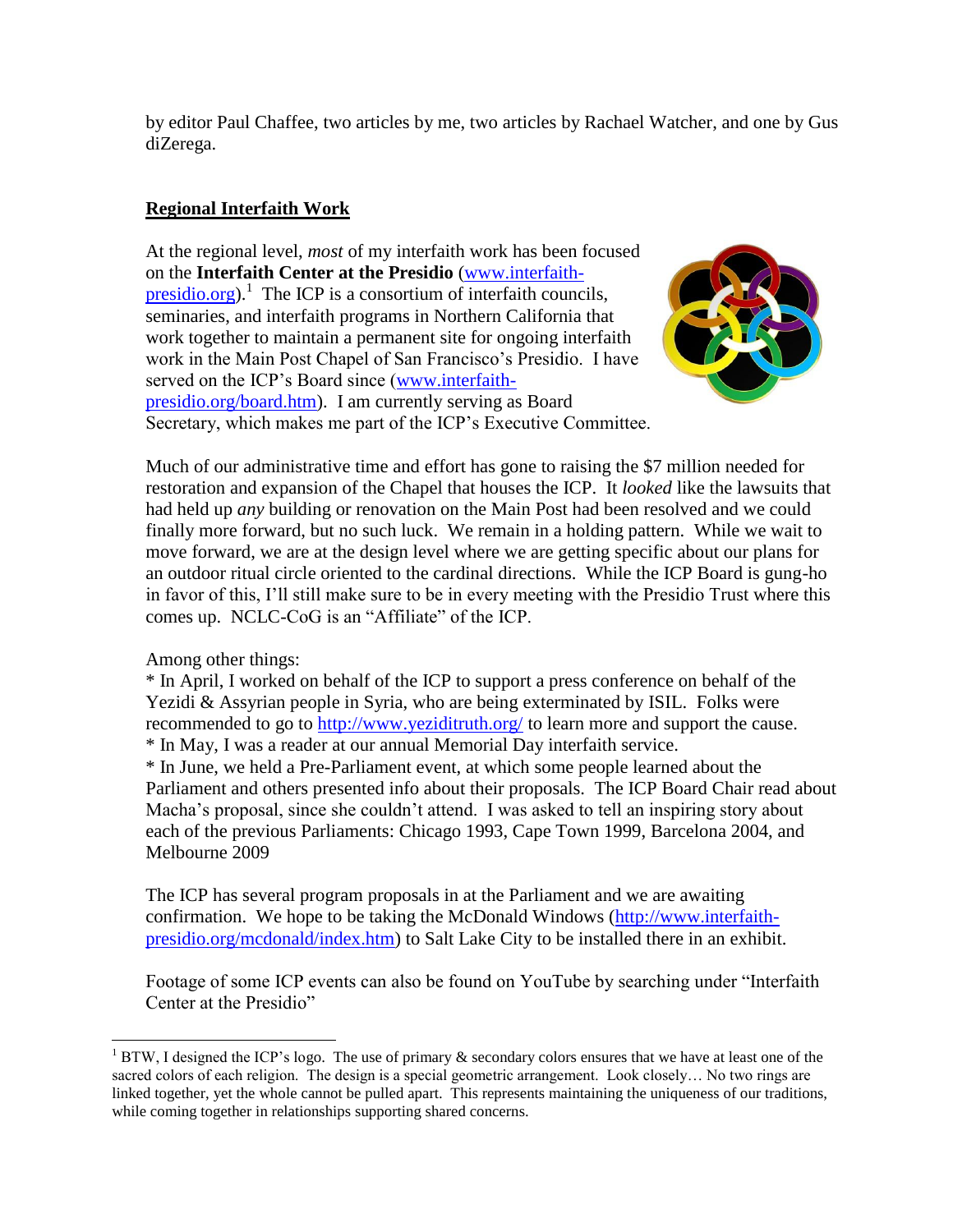by editor Paul Chaffee, two articles by me, two articles by Rachael Watcher, and one by Gus diZerega.

**Regional Interfaith Work**

At the regional level, *most* of my interfaith work has been focused on the **Interfaith Center at the Presidio** (www.interfaith-presidio.org).[1] The ICP is a consortium of interfaith councils, seminaries, and interfaith programs in Northern California that work together to maintain a permanent site for ongoing interfaith work in the Main Post Chapel of San Francisco's Presidio. I have served on the ICP's Board since (www.interfaith-presidio.org/board.htm). I am currently serving as Board Secretary, which makes me part of the ICP's Executive Committee.

Much of our administrative time and effort has gone to raising the $7 million needed for restoration and expansion of the Chapel that houses the ICP. It *looked* like the lawsuits that had held up *any* building or renovation on the Main Post had been resolved and we could finally more forward, but no such luck. We remain in a holding pattern. While we wait to move forward, we are at the design level where we are getting specific about our plans for an outdoor ritual circle oriented to the cardinal directions. While the ICP Board is gung-ho in favor of this, I'll still make sure to be in every meeting with the Presidio Trust where this comes up. NCLC-CoG is an "Affiliate" of the ICP.

Among other things:
* In April, I worked on behalf of the ICP to support a press conference on behalf of the Yezidi & Assyrian people in Syria, who are being exterminated by ISIL. Folks were recommended to go to http://www.yeziditruth.org/ to learn more and support the cause.
* In May, I was a reader at our annual Memorial Day interfaith service.
* In June, we held a Pre-Parliament event, at which some people learned about the Parliament and others presented info about their proposals. The ICP Board Chair read about Macha's proposal, since she couldn't attend. I was asked to tell an inspiring story about each of the previous Parliaments: Chicago 1993, Cape Town 1999, Barcelona 2004, and Melbourne 2009

The ICP has several program proposals in at the Parliament and we are awaiting confirmation. We hope to be taking the McDonald Windows (http://www.interfaith-presidio.org/mcdonald/index.htm) to Salt Lake City to be installed there in an exhibit.

Footage of some ICP events can also be found on YouTube by searching under "Interfaith Center at the Presidio"

[1] BTW, I designed the ICP's logo. The use of primary & secondary colors ensures that we have at least one of the sacred colors of each religion. The design is a special geometric arrangement. Look closely… No two rings are linked together, yet the whole cannot be pulled apart. This represents maintaining the uniqueness of our traditions, while coming together in relationships supporting shared concerns.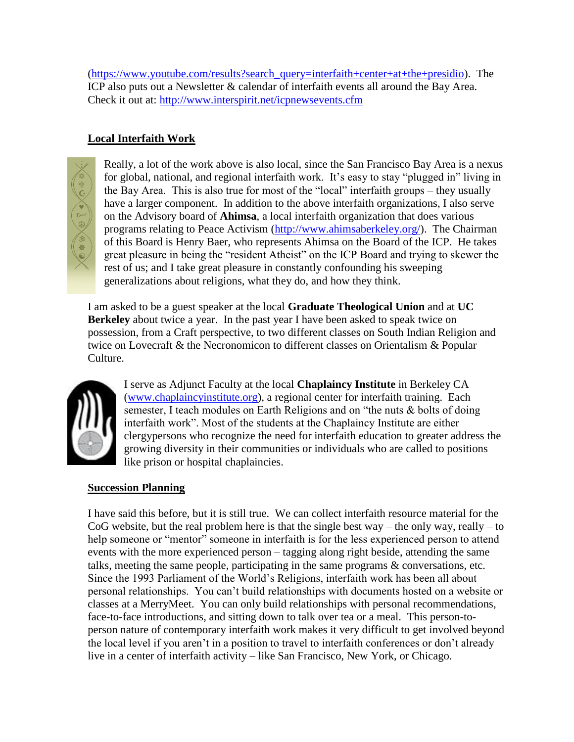(https://www.youtube.com/results?search_query=interfaith+center+at+the+presidio). The ICP also puts out a Newsletter & calendar of interfaith events all around the Bay Area. Check it out at: http://www.interspirit.net/icpnewsevents.cfm

## Local Interfaith Work

Really, a lot of the work above is also local, since the San Francisco Bay Area is a nexus for global, national, and regional interfaith work. It's easy to stay "plugged in" living in the Bay Area. This is also true for most of the "local" interfaith groups – they usually have a larger component. In addition to the above interfaith organizations, I also serve on the Advisory board of **Ahimsa**, a local interfaith organization that does various programs relating to Peace Activism (http://www.ahimsaberkeley.org/). The Chairman of this Board is Henry Baer, who represents Ahimsa on the Board of the ICP. He takes great pleasure in being the "resident Atheist" on the ICP Board and trying to skewer the rest of us; and I take great pleasure in constantly confounding his sweeping generalizations about religions, what they do, and how they think.

I am asked to be a guest speaker at the local **Graduate Theological Union** and at **UC Berkeley** about twice a year. In the past year I have been asked to speak twice on possession, from a Craft perspective, to two different classes on South Indian Religion and twice on Lovecraft & the Necronomicon to different classes on Orientalism & Popular Culture.

I serve as Adjunct Faculty at the local **Chaplaincy Institute** in Berkeley CA (www.chaplaincyinstitute.org), a regional center for interfaith training. Each semester, I teach modules on Earth Religions and on "the nuts & bolts of doing interfaith work". Most of the students at the Chaplaincy Institute are either clergypersons who recognize the need for interfaith education to greater address the growing diversity in their communities or individuals who are called to positions like prison or hospital chaplaincies.

## Succession Planning

I have said this before, but it is still true. We can collect interfaith resource material for the CoG website, but the real problem here is that the single best way – the only way, really – to help someone or "mentor" someone in interfaith is for the less experienced person to attend events with the more experienced person – tagging along right beside, attending the same talks, meeting the same people, participating in the same programs & conversations, etc. Since the 1993 Parliament of the World's Religions, interfaith work has been all about personal relationships. You can't build relationships with documents hosted on a website or classes at a MerryMeet. You can only build relationships with personal recommendations, face-to-face introductions, and sitting down to talk over tea or a meal. This person-to-person nature of contemporary interfaith work makes it very difficult to get involved beyond the local level if you aren't in a position to travel to interfaith conferences or don't already live in a center of interfaith activity – like San Francisco, New York, or Chicago.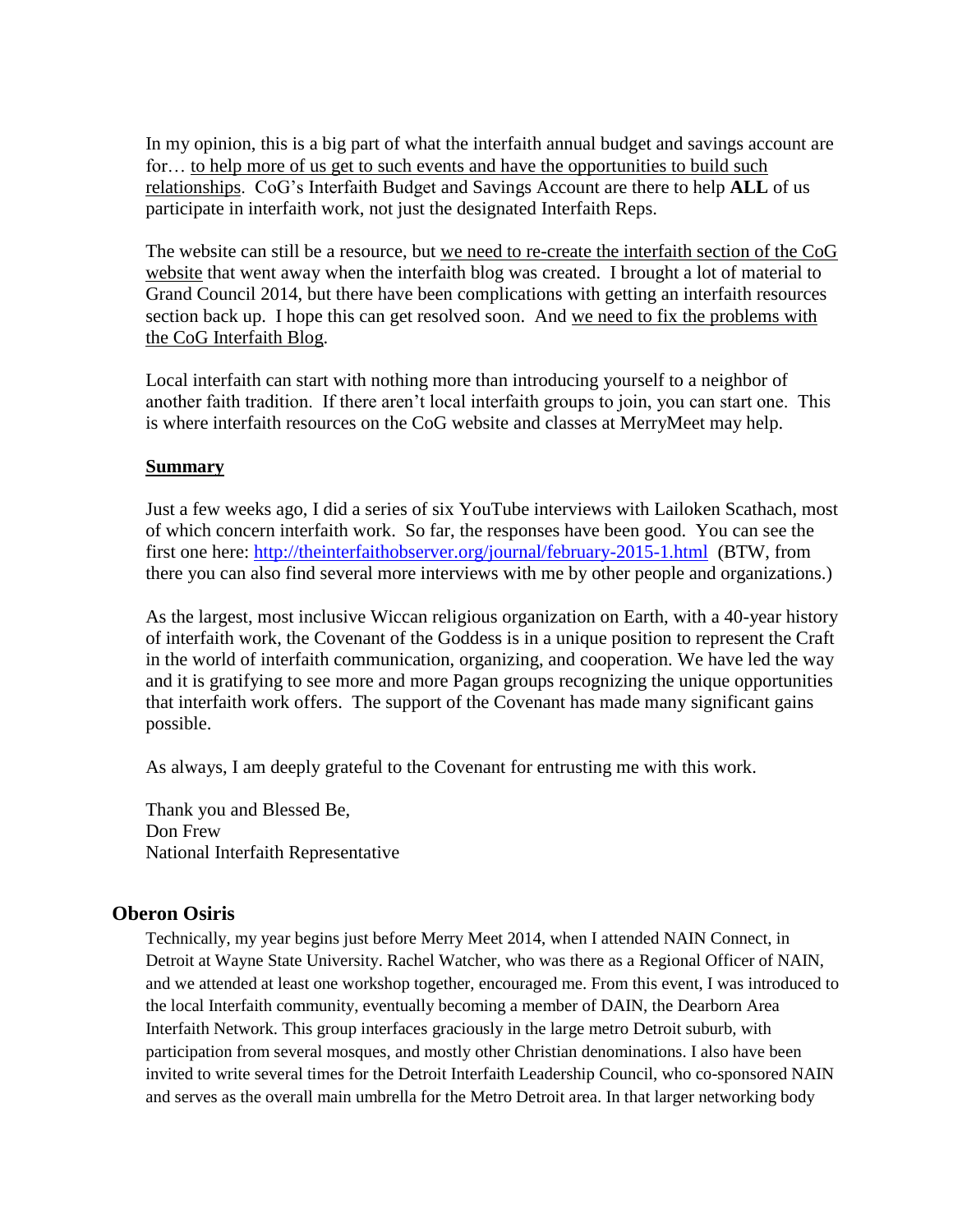In my opinion, this is a big part of what the interfaith annual budget and savings account are for… <u>to help more of us get to such events and have the opportunities to build such relationships</u>. CoG's Interfaith Budget and Savings Account are there to help **ALL** of us participate in interfaith work, not just the designated Interfaith Reps.

The website can still be a resource, but <u>we need to re-create the interfaith section of the CoG website</u> that went away when the interfaith blog was created. I brought a lot of material to Grand Council 2014, but there have been complications with getting an interfaith resources section back up. I hope this can get resolved soon. And <u>we need to fix the problems with the CoG Interfaith Blog</u>.

Local interfaith can start with nothing more than introducing yourself to a neighbor of another faith tradition. If there aren't local interfaith groups to join, you can start one. This is where interfaith resources on the CoG website and classes at MerryMeet may help.

**<u>Summary</u>**

Just a few weeks ago, I did a series of six YouTube interviews with Lailoken Scathach, most of which concern interfaith work. So far, the responses have been good. You can see the first one here: http://theinterfaithobserver.org/journal/february-2015-1.html (BTW, from there you can also find several more interviews with me by other people and organizations.)

As the largest, most inclusive Wiccan religious organization on Earth, with a 40-year history of interfaith work, the Covenant of the Goddess is in a unique position to represent the Craft in the world of interfaith communication, organizing, and cooperation. We have led the way and it is gratifying to see more and more Pagan groups recognizing the unique opportunities that interfaith work offers. The support of the Covenant has made many significant gains possible.

As always, I am deeply grateful to the Covenant for entrusting me with this work.

Thank you and Blessed Be,
Don Frew
National Interfaith Representative

## Oberon Osiris

Technically, my year begins just before Merry Meet 2014, when I attended NAIN Connect, in Detroit at Wayne State University. Rachel Watcher, who was there as a Regional Officer of NAIN, and we attended at least one workshop together, encouraged me. From this event, I was introduced to the local Interfaith community, eventually becoming a member of DAIN, the Dearborn Area Interfaith Network. This group interfaces graciously in the large metro Detroit suburb, with participation from several mosques, and mostly other Christian denominations. I also have been invited to write several times for the Detroit Interfaith Leadership Council, who co-sponsored NAIN and serves as the overall main umbrella for the Metro Detroit area. In that larger networking body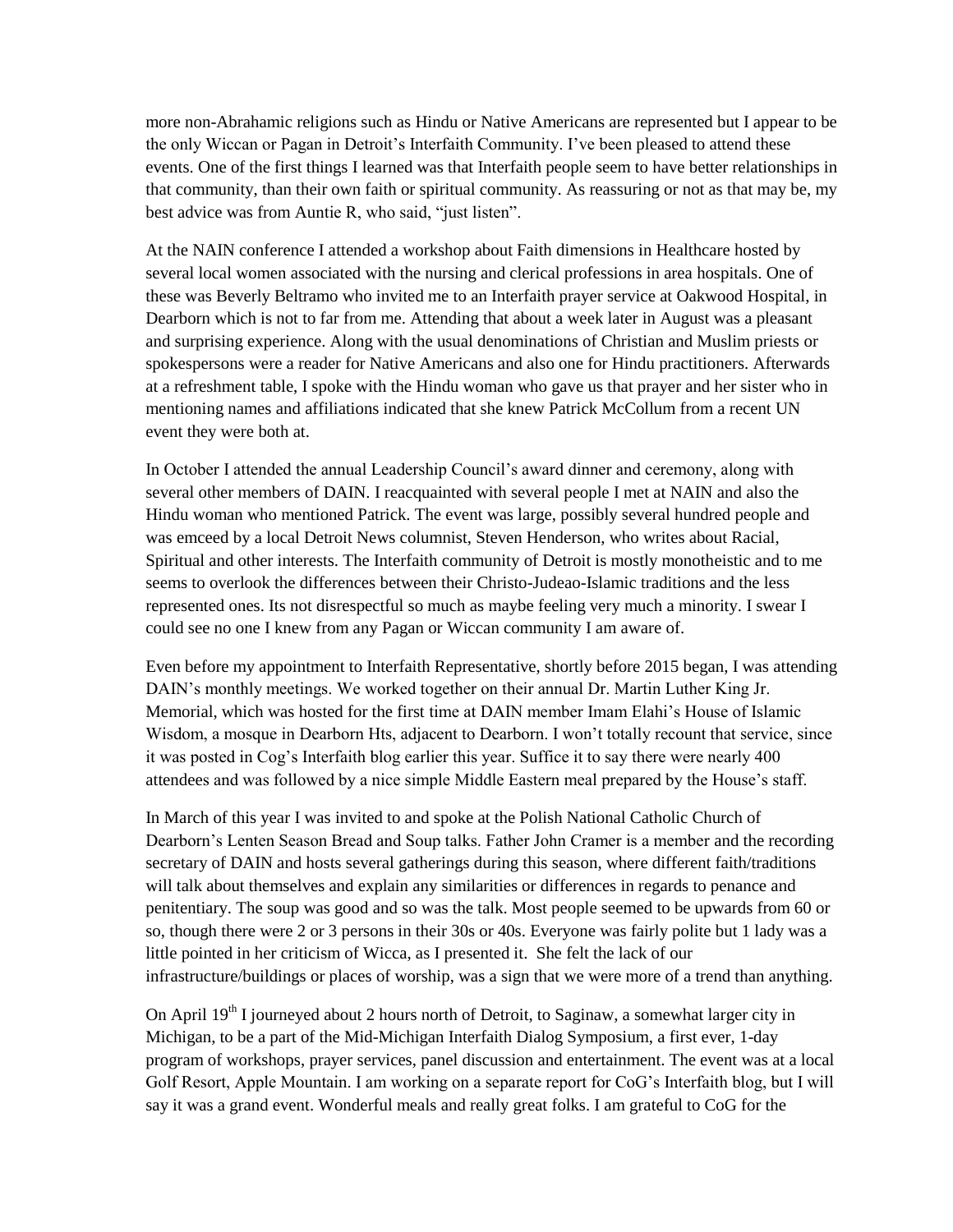more non-Abrahamic religions such as Hindu or Native Americans are represented but I appear to be the only Wiccan or Pagan in Detroit's Interfaith Community. I've been pleased to attend these events. One of the first things I learned was that Interfaith people seem to have better relationships in that community, than their own faith or spiritual community. As reassuring or not as that may be, my best advice was from Auntie R, who said, "just listen".

At the NAIN conference I attended a workshop about Faith dimensions in Healthcare hosted by several local women associated with the nursing and clerical professions in area hospitals. One of these was Beverly Beltramo who invited me to an Interfaith prayer service at Oakwood Hospital, in Dearborn which is not to far from me. Attending that about a week later in August was a pleasant and surprising experience. Along with the usual denominations of Christian and Muslim priests or spokespersons were a reader for Native Americans and also one for Hindu practitioners. Afterwards at a refreshment table, I spoke with the Hindu woman who gave us that prayer and her sister who in mentioning names and affiliations indicated that she knew Patrick McCollum from a recent UN event they were both at.

In October I attended the annual Leadership Council's award dinner and ceremony, along with several other members of DAIN. I reacquainted with several people I met at NAIN and also the Hindu woman who mentioned Patrick. The event was large, possibly several hundred people and was emceed by a local Detroit News columnist, Steven Henderson, who writes about Racial, Spiritual and other interests. The Interfaith community of Detroit is mostly monotheistic and to me seems to overlook the differences between their Christo-Judeao-Islamic traditions and the less represented ones. Its not disrespectful so much as maybe feeling very much a minority. I swear I could see no one I knew from any Pagan or Wiccan community I am aware of.

Even before my appointment to Interfaith Representative, shortly before 2015 began, I was attending DAIN's monthly meetings. We worked together on their annual Dr. Martin Luther King Jr. Memorial, which was hosted for the first time at DAIN member Imam Elahi's House of Islamic Wisdom, a mosque in Dearborn Hts, adjacent to Dearborn. I won't totally recount that service, since it was posted in Cog's Interfaith blog earlier this year. Suffice it to say there were nearly 400 attendees and was followed by a nice simple Middle Eastern meal prepared by the House's staff.

In March of this year I was invited to and spoke at the Polish National Catholic Church of Dearborn's Lenten Season Bread and Soup talks. Father John Cramer is a member and the recording secretary of DAIN and hosts several gatherings during this season, where different faith/traditions will talk about themselves and explain any similarities or differences in regards to penance and penitentiary. The soup was good and so was the talk. Most people seemed to be upwards from 60 or so, though there were 2 or 3 persons in their 30s or 40s. Everyone was fairly polite but 1 lady was a little pointed in her criticism of Wicca, as I presented it. She felt the lack of our infrastructure/buildings or places of worship, was a sign that we were more of a trend than anything.

On April 19th I journeyed about 2 hours north of Detroit, to Saginaw, a somewhat larger city in Michigan, to be a part of the Mid-Michigan Interfaith Dialog Symposium, a first ever, 1-day program of workshops, prayer services, panel discussion and entertainment. The event was at a local Golf Resort, Apple Mountain. I am working on a separate report for CoG's Interfaith blog, but I will say it was a grand event. Wonderful meals and really great folks. I am grateful to CoG for the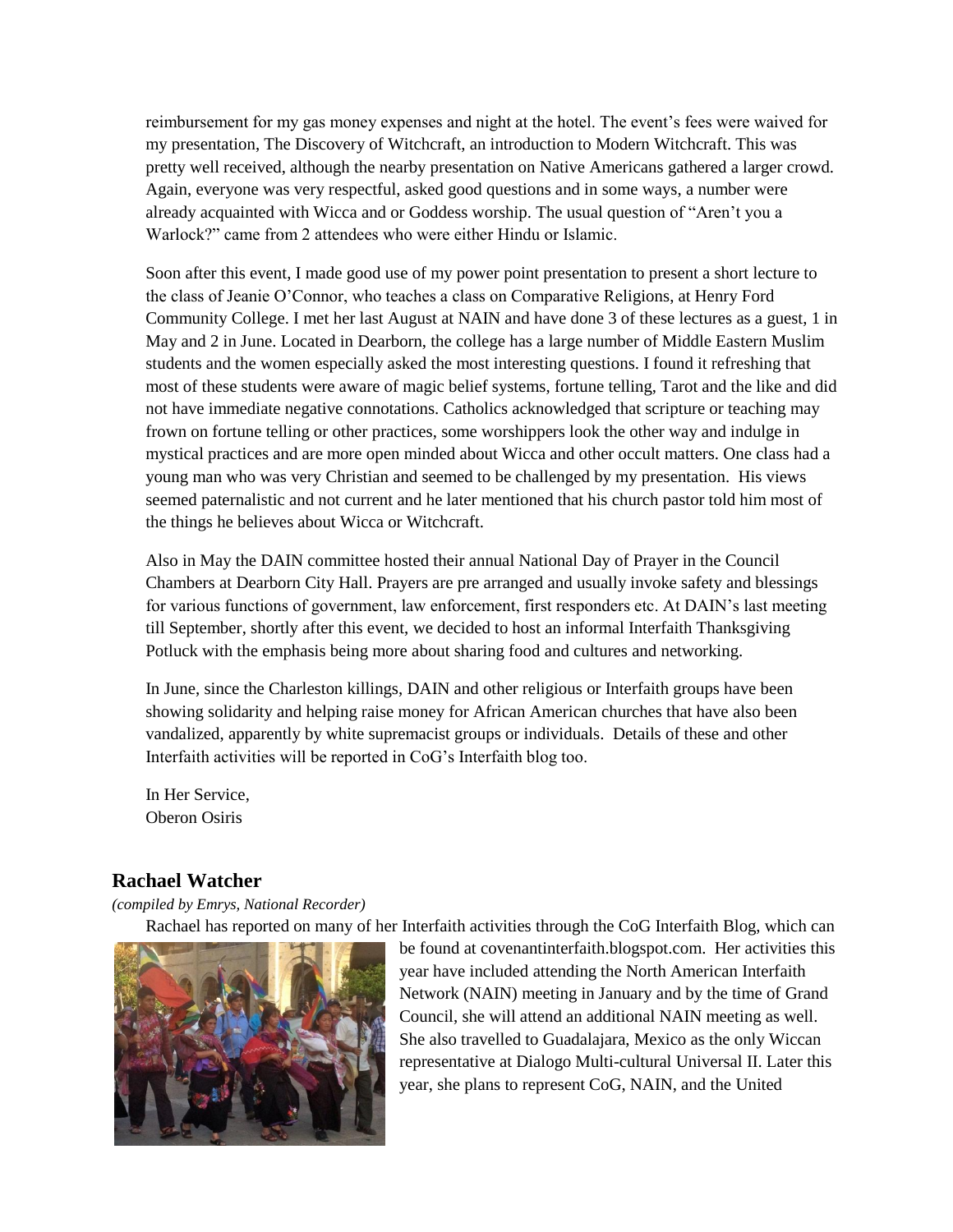reimbursement for my gas money expenses and night at the hotel. The event's fees were waived for my presentation, The Discovery of Witchcraft, an introduction to Modern Witchcraft. This was pretty well received, although the nearby presentation on Native Americans gathered a larger crowd. Again, everyone was very respectful, asked good questions and in some ways, a number were already acquainted with Wicca and or Goddess worship. The usual question of "Aren't you a Warlock?" came from 2 attendees who were either Hindu or Islamic.

Soon after this event, I made good use of my power point presentation to present a short lecture to the class of Jeanie O'Connor, who teaches a class on Comparative Religions, at Henry Ford Community College. I met her last August at NAIN and have done 3 of these lectures as a guest, 1 in May and 2 in June. Located in Dearborn, the college has a large number of Middle Eastern Muslim students and the women especially asked the most interesting questions. I found it refreshing that most of these students were aware of magic belief systems, fortune telling, Tarot and the like and did not have immediate negative connotations. Catholics acknowledged that scripture or teaching may frown on fortune telling or other practices, some worshippers look the other way and indulge in mystical practices and are more open minded about Wicca and other occult matters. One class had a young man who was very Christian and seemed to be challenged by my presentation. His views seemed paternalistic and not current and he later mentioned that his church pastor told him most of the things he believes about Wicca or Witchcraft.

Also in May the DAIN committee hosted their annual National Day of Prayer in the Council Chambers at Dearborn City Hall. Prayers are pre arranged and usually invoke safety and blessings for various functions of government, law enforcement, first responders etc. At DAIN's last meeting till September, shortly after this event, we decided to host an informal Interfaith Thanksgiving Potluck with the emphasis being more about sharing food and cultures and networking.

In June, since the Charleston killings, DAIN and other religious or Interfaith groups have been showing solidarity and helping raise money for African American churches that have also been vandalized, apparently by white supremacist groups or individuals. Details of these and other Interfaith activities will be reported in CoG's Interfaith blog too.

In Her Service,
Oberon Osiris

## Rachael Watcher

*(compiled by Emrys, National Recorder)*

Rachael has reported on many of her Interfaith activities through the CoG Interfaith Blog, which can be found at covenantinterfaith.blogspot.com. Her activities this year have included attending the North American Interfaith Network (NAIN) meeting in January and by the time of Grand Council, she will attend an additional NAIN meeting as well. She also travelled to Guadalajara, Mexico as the only Wiccan representative at Dialogo Multi-cultural Universal II. Later this year, she plans to represent CoG, NAIN, and the United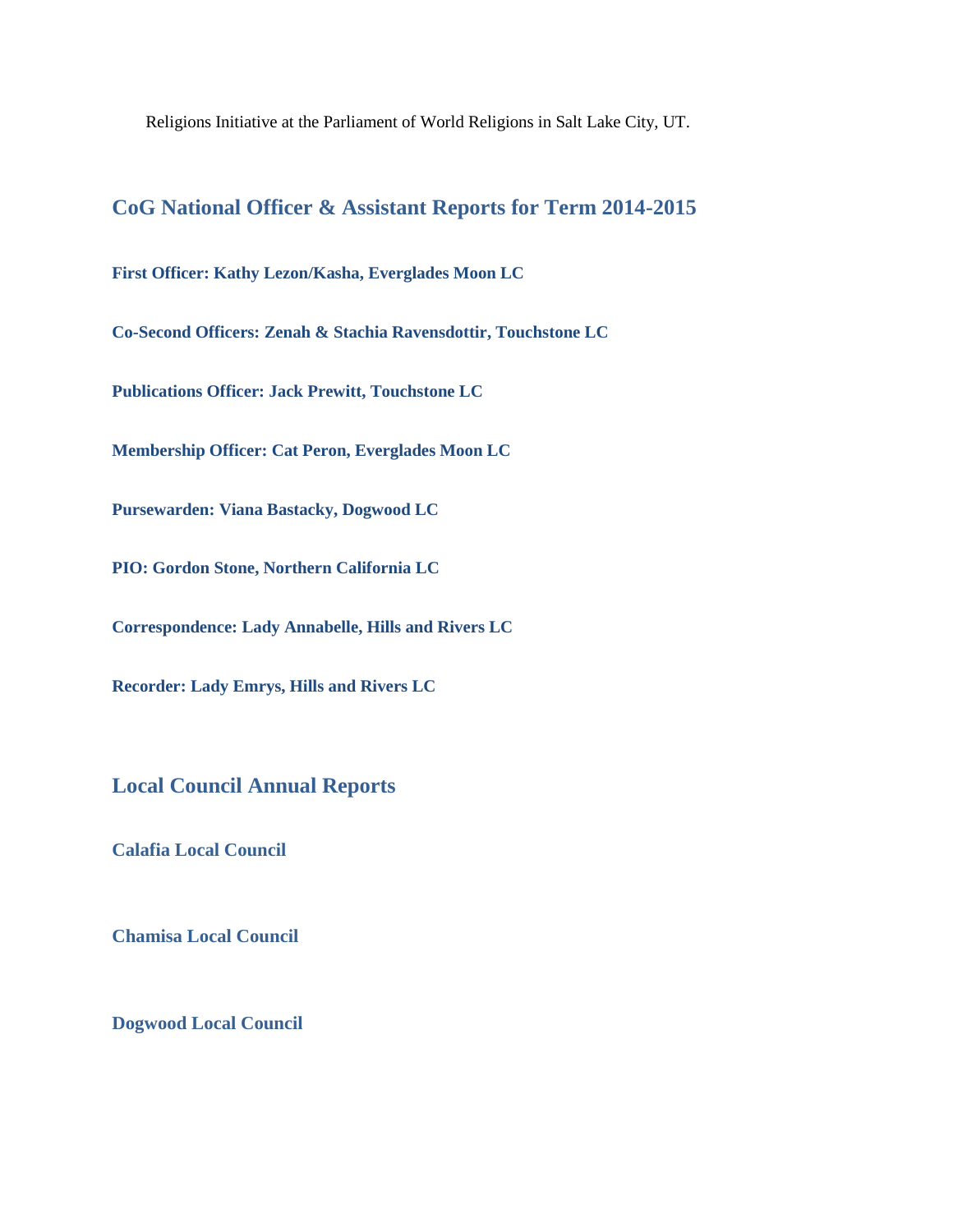Religions Initiative at the Parliament of World Religions in Salt Lake City, UT.

## CoG National Officer & Assistant Reports for Term 2014-2015

### First Officer: Kathy Lezon/Kasha, Everglades Moon LC

### Co-Second Officers: Zenah & Stachia Ravensdottir, Touchstone LC

### Publications Officer: Jack Prewitt, Touchstone LC

### Membership Officer: Cat Peron, Everglades Moon LC

### Pursewarden: Viana Bastacky, Dogwood LC

### PIO: Gordon Stone, Northern California LC

### Correspondence: Lady Annabelle, Hills and Rivers LC

### Recorder: Lady Emrys, Hills and Rivers LC

## Local Council Annual Reports

### Calafia Local Council

### Chamisa Local Council

### Dogwood Local Council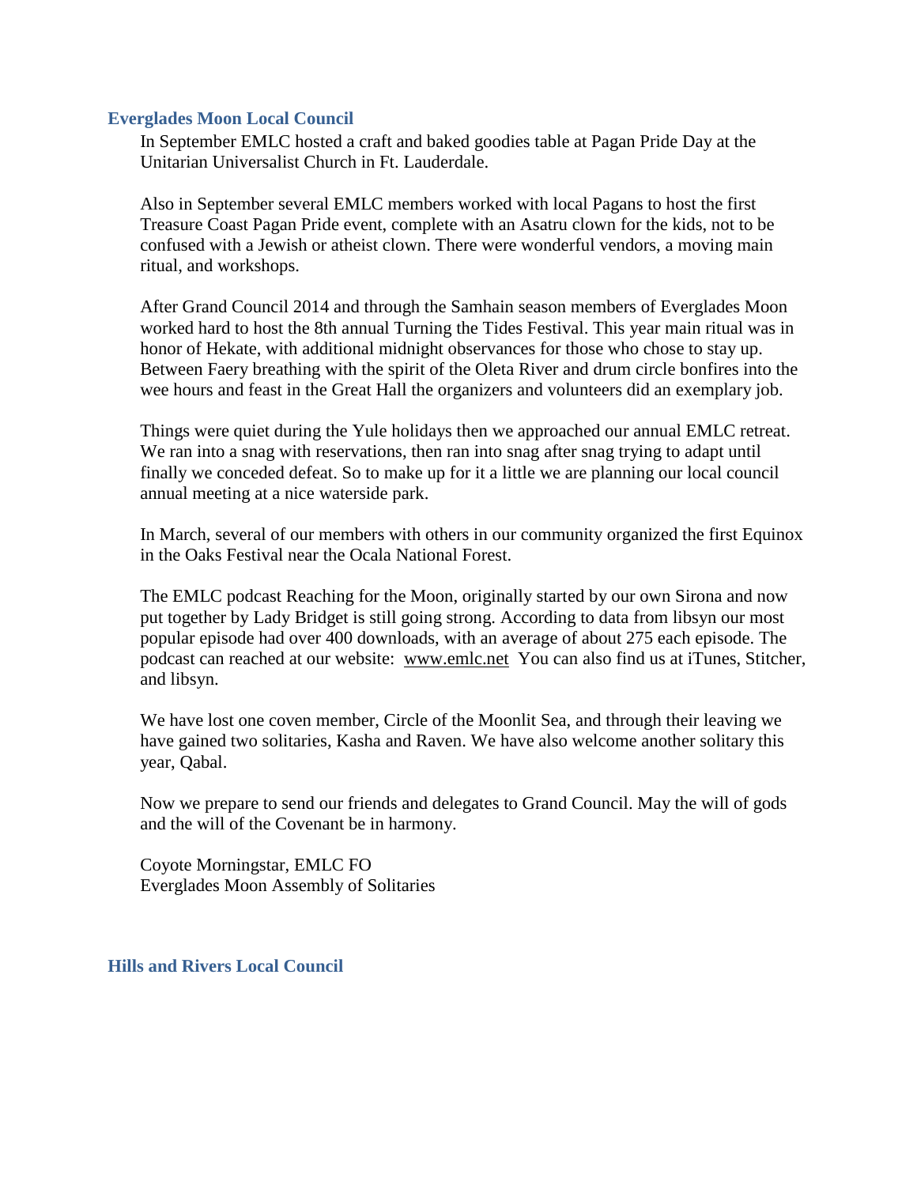### Everglades Moon Local Council

In September EMLC hosted a craft and baked goodies table at Pagan Pride Day at the Unitarian Universalist Church in Ft. Lauderdale.

Also in September several EMLC members worked with local Pagans to host the first Treasure Coast Pagan Pride event, complete with an Asatru clown for the kids, not to be confused with a Jewish or atheist clown. There were wonderful vendors, a moving main ritual, and workshops.

After Grand Council 2014 and through the Samhain season members of Everglades Moon worked hard to host the 8th annual Turning the Tides Festival. This year main ritual was in honor of Hekate, with additional midnight observances for those who chose to stay up. Between Faery breathing with the spirit of the Oleta River and drum circle bonfires into the wee hours and feast in the Great Hall the organizers and volunteers did an exemplary job.

Things were quiet during the Yule holidays then we approached our annual EMLC retreat. We ran into a snag with reservations, then ran into snag after snag trying to adapt until finally we conceded defeat. So to make up for it a little we are planning our local council annual meeting at a nice waterside park.

In March, several of our members with others in our community organized the first Equinox in the Oaks Festival near the Ocala National Forest.

The EMLC podcast Reaching for the Moon, originally started by our own Sirona and now put together by Lady Bridget is still going strong. According to data from libsyn our most popular episode had over 400 downloads, with an average of about 275 each episode. The podcast can reached at our website: www.emlc.net You can also find us at iTunes, Stitcher, and libsyn.

We have lost one coven member, Circle of the Moonlit Sea, and through their leaving we have gained two solitaries, Kasha and Raven. We have also welcome another solitary this year, Qabal.

Now we prepare to send our friends and delegates to Grand Council. May the will of gods and the will of the Covenant be in harmony.

Coyote Morningstar, EMLC FO
Everglades Moon Assembly of Solitaries

### Hills and Rivers Local Council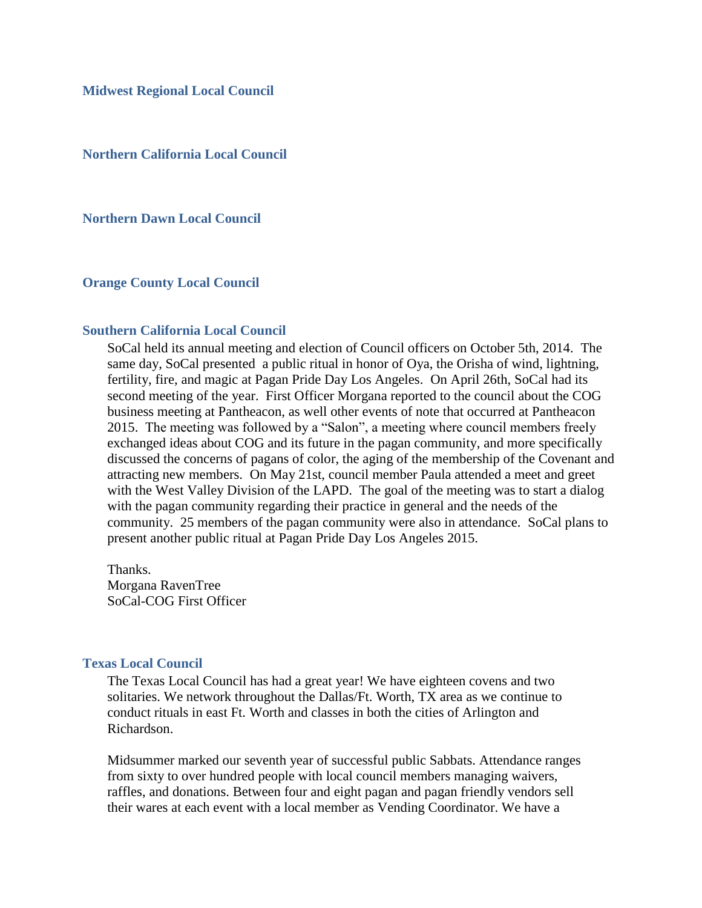### Midwest Regional Local Council

### Northern California Local Council

### Northern Dawn Local Council

### Orange County Local Council

### Southern California Local Council

SoCal held its annual meeting and election of Council officers on October 5th, 2014. The same day, SoCal presented a public ritual in honor of Oya, the Orisha of wind, lightning, fertility, fire, and magic at Pagan Pride Day Los Angeles. On April 26th, SoCal had its second meeting of the year. First Officer Morgana reported to the council about the COG business meeting at Pantheacon, as well other events of note that occurred at Pantheacon 2015. The meeting was followed by a "Salon", a meeting where council members freely exchanged ideas about COG and its future in the pagan community, and more specifically discussed the concerns of pagans of color, the aging of the membership of the Covenant and attracting new members. On May 21st, council member Paula attended a meet and greet with the West Valley Division of the LAPD. The goal of the meeting was to start a dialog with the pagan community regarding their practice in general and the needs of the community. 25 members of the pagan community were also in attendance. SoCal plans to present another public ritual at Pagan Pride Day Los Angeles 2015.

Thanks.
Morgana RavenTree
SoCal-COG First Officer

### Texas Local Council

The Texas Local Council has had a great year! We have eighteen covens and two solitaries. We network throughout the Dallas/Ft. Worth, TX area as we continue to conduct rituals in east Ft. Worth and classes in both the cities of Arlington and Richardson.

Midsummer marked our seventh year of successful public Sabbats. Attendance ranges from sixty to over hundred people with local council members managing waivers, raffles, and donations. Between four and eight pagan and pagan friendly vendors sell their wares at each event with a local member as Vending Coordinator. We have a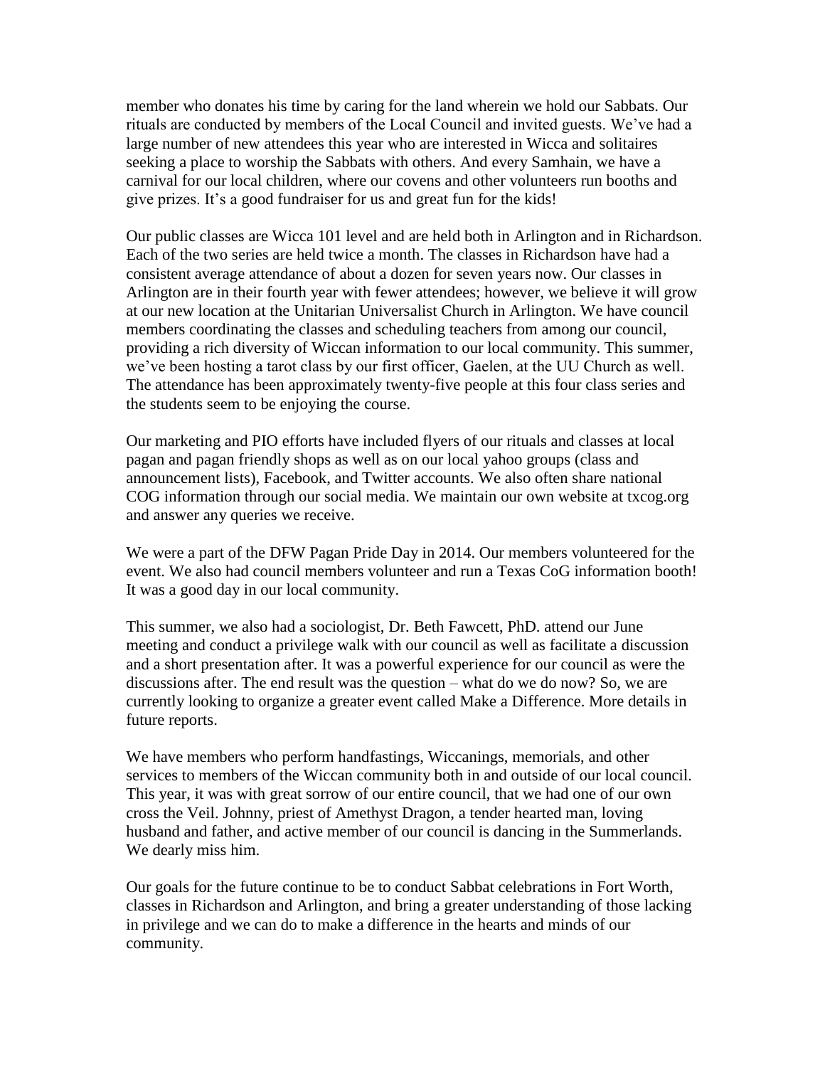member who donates his time by caring for the land wherein we hold our Sabbats. Our rituals are conducted by members of the Local Council and invited guests. We've had a large number of new attendees this year who are interested in Wicca and solitaires seeking a place to worship the Sabbats with others. And every Samhain, we have a carnival for our local children, where our covens and other volunteers run booths and give prizes. It's a good fundraiser for us and great fun for the kids!

Our public classes are Wicca 101 level and are held both in Arlington and in Richardson. Each of the two series are held twice a month. The classes in Richardson have had a consistent average attendance of about a dozen for seven years now. Our classes in Arlington are in their fourth year with fewer attendees; however, we believe it will grow at our new location at the Unitarian Universalist Church in Arlington. We have council members coordinating the classes and scheduling teachers from among our council, providing a rich diversity of Wiccan information to our local community. This summer, we've been hosting a tarot class by our first officer, Gaelen, at the UU Church as well. The attendance has been approximately twenty-five people at this four class series and the students seem to be enjoying the course.

Our marketing and PIO efforts have included flyers of our rituals and classes at local pagan and pagan friendly shops as well as on our local yahoo groups (class and announcement lists), Facebook, and Twitter accounts. We also often share national COG information through our social media. We maintain our own website at txcog.org and answer any queries we receive.

We were a part of the DFW Pagan Pride Day in 2014. Our members volunteered for the event. We also had council members volunteer and run a Texas CoG information booth! It was a good day in our local community.

This summer, we also had a sociologist, Dr. Beth Fawcett, PhD. attend our June meeting and conduct a privilege walk with our council as well as facilitate a discussion and a short presentation after. It was a powerful experience for our council as were the discussions after. The end result was the question – what do we do now? So, we are currently looking to organize a greater event called Make a Difference. More details in future reports.

We have members who perform handfastings, Wiccanings, memorials, and other services to members of the Wiccan community both in and outside of our local council. This year, it was with great sorrow of our entire council, that we had one of our own cross the Veil. Johnny, priest of Amethyst Dragon, a tender hearted man, loving husband and father, and active member of our council is dancing in the Summerlands. We dearly miss him.

Our goals for the future continue to be to conduct Sabbat celebrations in Fort Worth, classes in Richardson and Arlington, and bring a greater understanding of those lacking in privilege and we can do to make a difference in the hearts and minds of our community.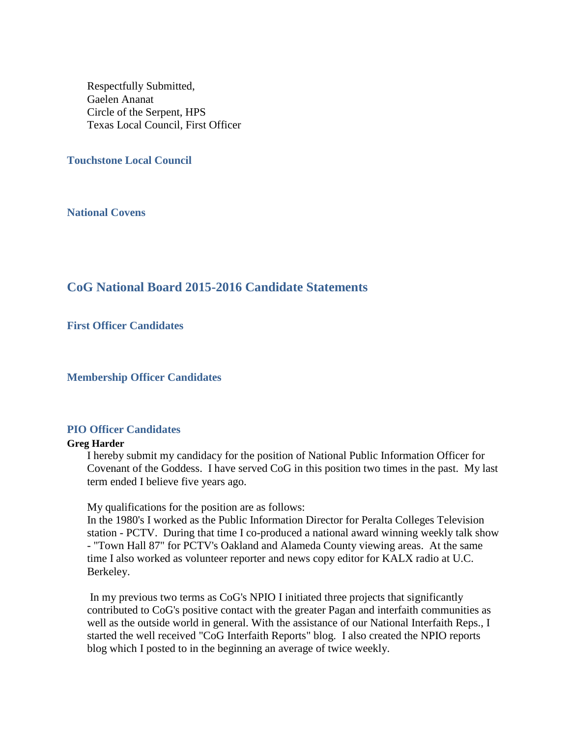Respectfully Submitted,
Gaelen Ananat
Circle of the Serpent, HPS
Texas Local Council, First Officer

### Touchstone Local Council

### National Covens

## CoG National Board 2015-2016 Candidate Statements

### First Officer Candidates

### Membership Officer Candidates

### PIO Officer Candidates

**Greg Harder**

I hereby submit my candidacy for the position of National Public Information Officer for Covenant of the Goddess. I have served CoG in this position two times in the past. My last term ended I believe five years ago.

My qualifications for the position are as follows:
In the 1980's I worked as the Public Information Director for Peralta Colleges Television station - PCTV. During that time I co-produced a national award winning weekly talk show - "Town Hall 87" for PCTV's Oakland and Alameda County viewing areas. At the same time I also worked as volunteer reporter and news copy editor for KALX radio at U.C. Berkeley.

In my previous two terms as CoG's NPIO I initiated three projects that significantly contributed to CoG's positive contact with the greater Pagan and interfaith communities as well as the outside world in general. With the assistance of our National Interfaith Reps., I started the well received "CoG Interfaith Reports" blog. I also created the NPIO reports blog which I posted to in the beginning an average of twice weekly.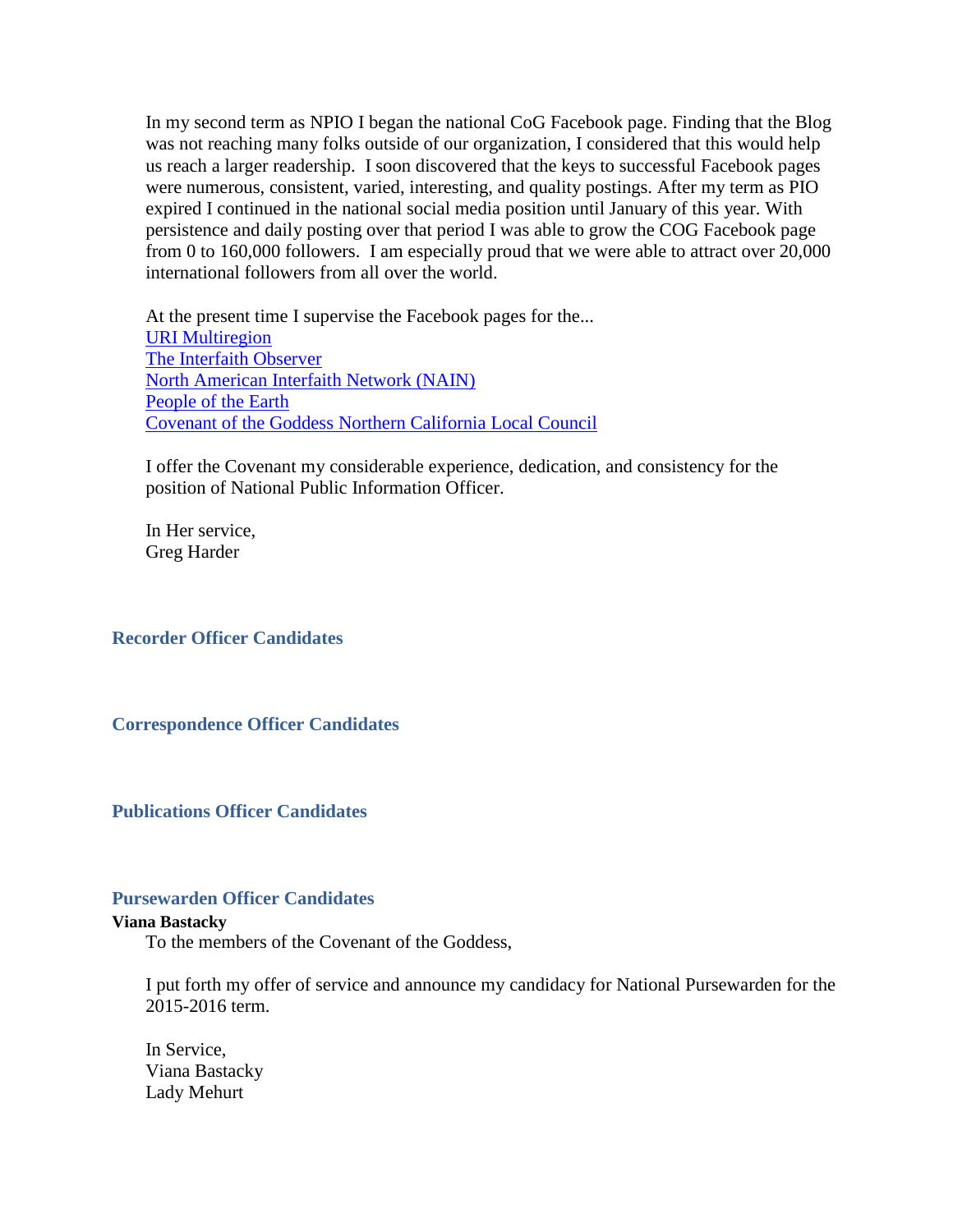In my second term as NPIO I began the national CoG Facebook page. Finding that the Blog was not reaching many folks outside of our organization, I considered that this would help us reach a larger readership. I soon discovered that the keys to successful Facebook pages were numerous, consistent, varied, interesting, and quality postings. After my term as PIO expired I continued in the national social media position until January of this year. With persistence and daily posting over that period I was able to grow the COG Facebook page from 0 to 160,000 followers. I am especially proud that we were able to attract over 20,000 international followers from all over the world.

At the present time I supervise the Facebook pages for the...
URI Multiregion
The Interfaith Observer
North American Interfaith Network (NAIN)
People of the Earth
Covenant of the Goddess Northern California Local Council

I offer the Covenant my considerable experience, dedication, and consistency for the position of National Public Information Officer.

In Her service,
Greg Harder

### Recorder Officer Candidates

### Correspondence Officer Candidates

### Publications Officer Candidates

### Pursewarden Officer Candidates

**Viana Bastacky**

To the members of the Covenant of the Goddess,

I put forth my offer of service and announce my candidacy for National Pursewarden for the 2015-2016 term.

In Service,
Viana Bastacky
Lady Mehurt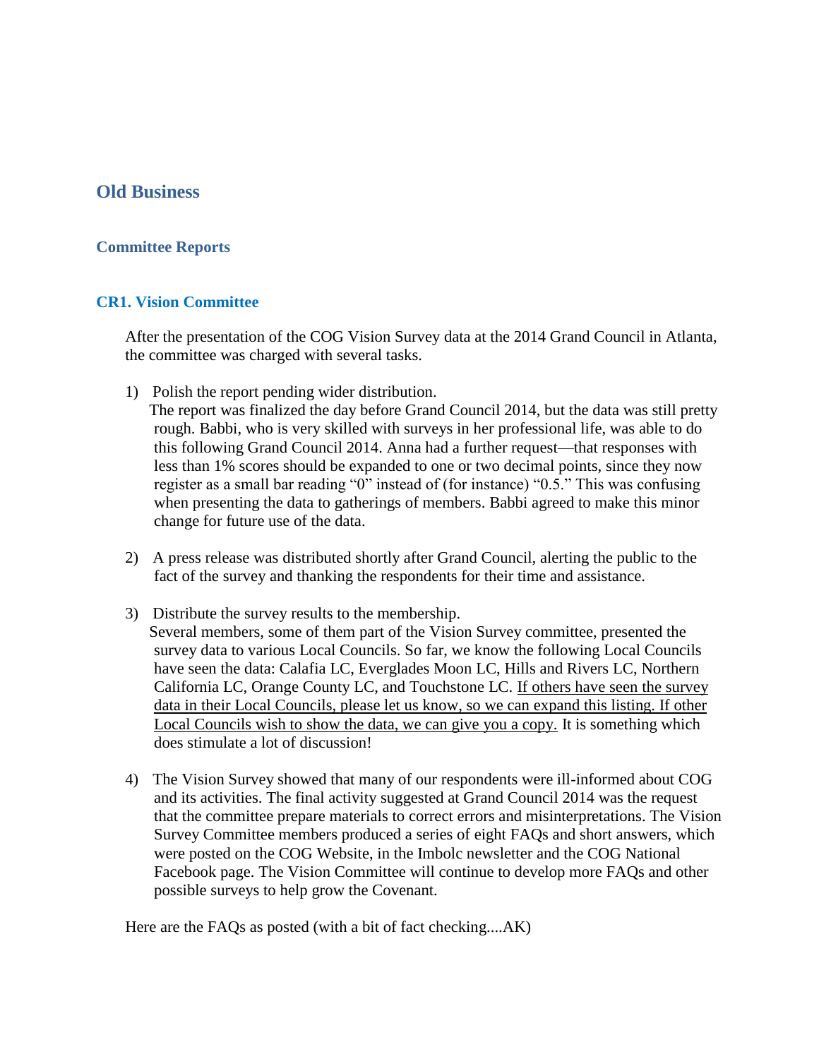## Old Business

### Committee Reports

### CR1. Vision Committee

After the presentation of the COG Vision Survey data at the 2014 Grand Council in Atlanta, the committee was charged with several tasks.

1) Polish the report pending wider distribution.
   The report was finalized the day before Grand Council 2014, but the data was still pretty rough. Babbi, who is very skilled with surveys in her professional life, was able to do this following Grand Council 2014. Anna had a further request—that responses with less than 1% scores should be expanded to one or two decimal points, since they now register as a small bar reading "0" instead of (for instance) "0.5." This was confusing when presenting the data to gatherings of members. Babbi agreed to make this minor change for future use of the data.

2) A press release was distributed shortly after Grand Council, alerting the public to the fact of the survey and thanking the respondents for their time and assistance.

3) Distribute the survey results to the membership.
   Several members, some of them part of the Vision Survey committee, presented the survey data to various Local Councils. So far, we know the following Local Councils have seen the data: Calafia LC, Everglades Moon LC, Hills and Rivers LC, Northern California LC, Orange County LC, and Touchstone LC. <u>If others have seen the survey data in their Local Councils, please let us know, so we can expand this listing. If other Local Councils wish to show the data, we can give you a copy.</u> It is something which does stimulate a lot of discussion!

4) The Vision Survey showed that many of our respondents were ill-informed about COG and its activities. The final activity suggested at Grand Council 2014 was the request that the committee prepare materials to correct errors and misinterpretations. The Vision Survey Committee members produced a series of eight FAQs and short answers, which were posted on the COG Website, in the Imbolc newsletter and the COG National Facebook page. The Vision Committee will continue to develop more FAQs and other possible surveys to help grow the Covenant.

Here are the FAQs as posted (with a bit of fact checking....AK)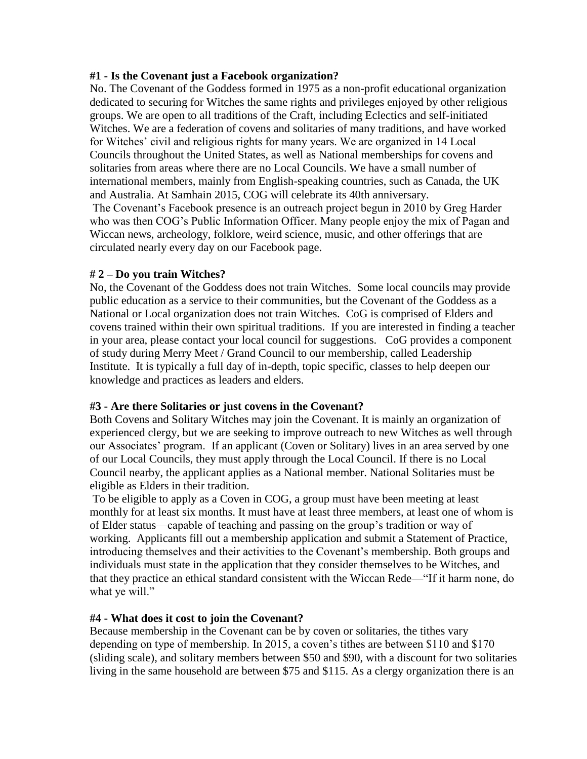**#1 - Is the Covenant just a Facebook organization?**

No. The Covenant of the Goddess formed in 1975 as a non-profit educational organization dedicated to securing for Witches the same rights and privileges enjoyed by other religious groups. We are open to all traditions of the Craft, including Eclectics and self-initiated Witches. We are a federation of covens and solitaries of many traditions, and have worked for Witches' civil and religious rights for many years. We are organized in 14 Local Councils throughout the United States, as well as National memberships for covens and solitaries from areas where there are no Local Councils. We have a small number of international members, mainly from English-speaking countries, such as Canada, the UK and Australia. At Samhain 2015, COG will celebrate its 40th anniversary.

The Covenant's Facebook presence is an outreach project begun in 2010 by Greg Harder who was then COG's Public Information Officer. Many people enjoy the mix of Pagan and Wiccan news, archeology, folklore, weird science, music, and other offerings that are circulated nearly every day on our Facebook page.

**# 2 – Do you train Witches?**

No, the Covenant of the Goddess does not train Witches. Some local councils may provide public education as a service to their communities, but the Covenant of the Goddess as a National or Local organization does not train Witches. CoG is comprised of Elders and covens trained within their own spiritual traditions. If you are interested in finding a teacher in your area, please contact your local council for suggestions. CoG provides a component of study during Merry Meet / Grand Council to our membership, called Leadership Institute. It is typically a full day of in-depth, topic specific, classes to help deepen our knowledge and practices as leaders and elders.

**#3 - Are there Solitaries or just covens in the Covenant?**

Both Covens and Solitary Witches may join the Covenant. It is mainly an organization of experienced clergy, but we are seeking to improve outreach to new Witches as well through our Associates' program. If an applicant (Coven or Solitary) lives in an area served by one of our Local Councils, they must apply through the Local Council. If there is no Local Council nearby, the applicant applies as a National member. National Solitaries must be eligible as Elders in their tradition.

To be eligible to apply as a Coven in COG, a group must have been meeting at least monthly for at least six months. It must have at least three members, at least one of whom is of Elder status—capable of teaching and passing on the group's tradition or way of working. Applicants fill out a membership application and submit a Statement of Practice, introducing themselves and their activities to the Covenant's membership. Both groups and individuals must state in the application that they consider themselves to be Witches, and that they practice an ethical standard consistent with the Wiccan Rede—"If it harm none, do what ye will."

**#4 - What does it cost to join the Covenant?**

Because membership in the Covenant can be by coven or solitaries, the tithes vary depending on type of membership. In 2015, a coven's tithes are between $110 and $170 (sliding scale), and solitary members between $50 and $90, with a discount for two solitaries living in the same household are between $75 and $115. As a clergy organization there is an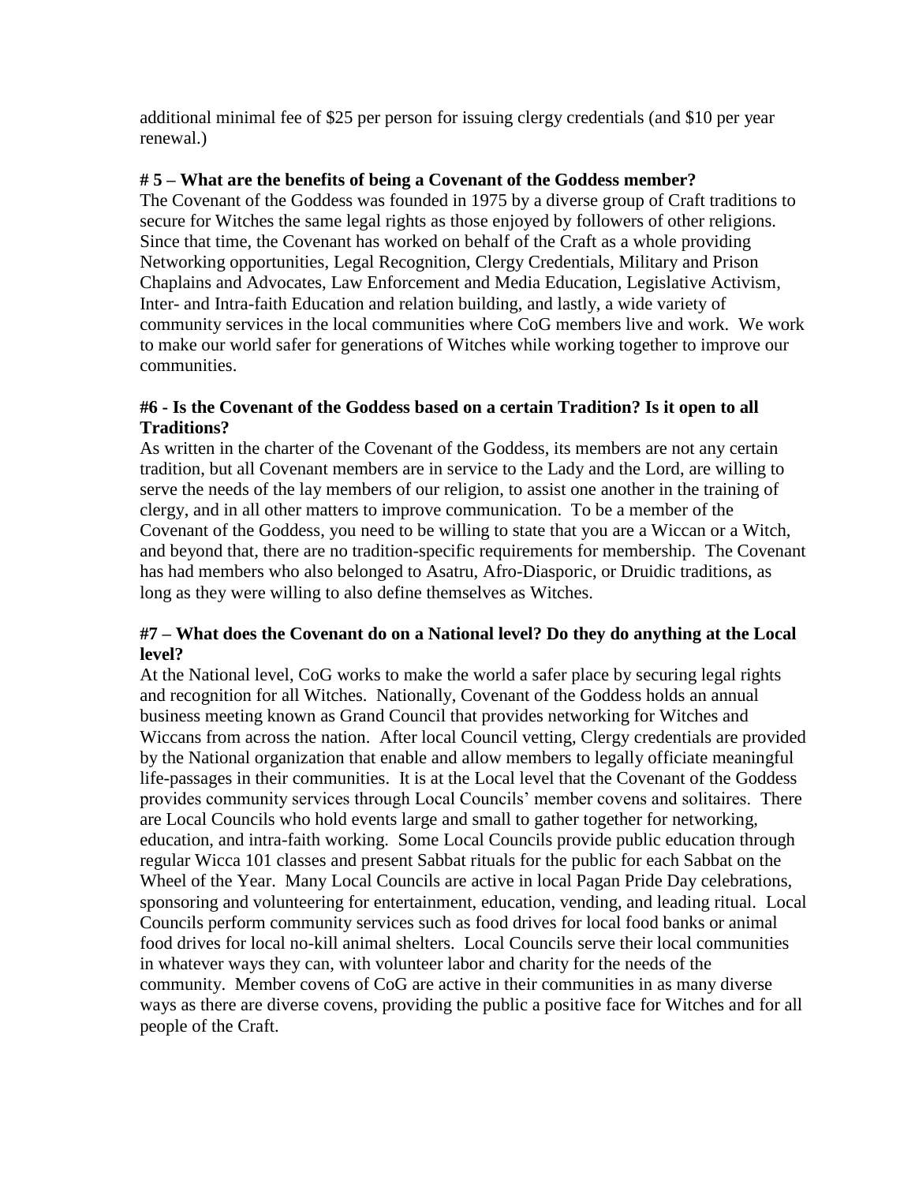additional minimal fee of $25 per person for issuing clergy credentials (and $10 per year renewal.)

### # 5 – What are the benefits of being a Covenant of the Goddess member?

The Covenant of the Goddess was founded in 1975 by a diverse group of Craft traditions to secure for Witches the same legal rights as those enjoyed by followers of other religions. Since that time, the Covenant has worked on behalf of the Craft as a whole providing Networking opportunities, Legal Recognition, Clergy Credentials, Military and Prison Chaplains and Advocates, Law Enforcement and Media Education, Legislative Activism, Inter- and Intra-faith Education and relation building, and lastly, a wide variety of community services in the local communities where CoG members live and work. We work to make our world safer for generations of Witches while working together to improve our communities.

### #6 - Is the Covenant of the Goddess based on a certain Tradition? Is it open to all Traditions?

As written in the charter of the Covenant of the Goddess, its members are not any certain tradition, but all Covenant members are in service to the Lady and the Lord, are willing to serve the needs of the lay members of our religion, to assist one another in the training of clergy, and in all other matters to improve communication. To be a member of the Covenant of the Goddess, you need to be willing to state that you are a Wiccan or a Witch, and beyond that, there are no tradition-specific requirements for membership. The Covenant has had members who also belonged to Asatru, Afro-Diasporic, or Druidic traditions, as long as they were willing to also define themselves as Witches.

### #7 – What does the Covenant do on a National level? Do they do anything at the Local level?

At the National level, CoG works to make the world a safer place by securing legal rights and recognition for all Witches. Nationally, Covenant of the Goddess holds an annual business meeting known as Grand Council that provides networking for Witches and Wiccans from across the nation. After local Council vetting, Clergy credentials are provided by the National organization that enable and allow members to legally officiate meaningful life-passages in their communities. It is at the Local level that the Covenant of the Goddess provides community services through Local Councils' member covens and solitaires. There are Local Councils who hold events large and small to gather together for networking, education, and intra-faith working. Some Local Councils provide public education through regular Wicca 101 classes and present Sabbat rituals for the public for each Sabbat on the Wheel of the Year. Many Local Councils are active in local Pagan Pride Day celebrations, sponsoring and volunteering for entertainment, education, vending, and leading ritual. Local Councils perform community services such as food drives for local food banks or animal food drives for local no-kill animal shelters. Local Councils serve their local communities in whatever ways they can, with volunteer labor and charity for the needs of the community. Member covens of CoG are active in their communities in as many diverse ways as there are diverse covens, providing the public a positive face for Witches and for all people of the Craft.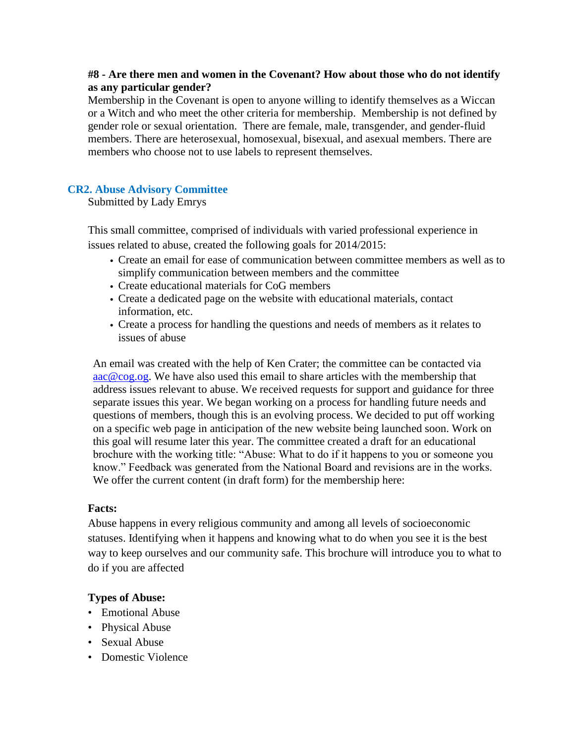**#8 - Are there men and women in the Covenant? How about those who do not identify as any particular gender?**

Membership in the Covenant is open to anyone willing to identify themselves as a Wiccan or a Witch and who meet the other criteria for membership. Membership is not defined by gender role or sexual orientation. There are female, male, transgender, and gender-fluid members. There are heterosexual, homosexual, bisexual, and asexual members. There are members who choose not to use labels to represent themselves.

## CR2. Abuse Advisory Committee

Submitted by Lady Emrys

This small committee, comprised of individuals with varied professional experience in issues related to abuse, created the following goals for 2014/2015:

- Create an email for ease of communication between committee members as well as to simplify communication between members and the committee
- Create educational materials for CoG members
- Create a dedicated page on the website with educational materials, contact information, etc.
- Create a process for handling the questions and needs of members as it relates to issues of abuse

An email was created with the help of Ken Crater; the committee can be contacted via aac@cog.og. We have also used this email to share articles with the membership that address issues relevant to abuse. We received requests for support and guidance for three separate issues this year. We began working on a process for handling future needs and questions of members, though this is an evolving process. We decided to put off working on a specific web page in anticipation of the new website being launched soon. Work on this goal will resume later this year. The committee created a draft for an educational brochure with the working title: "Abuse: What to do if it happens to you or someone you know." Feedback was generated from the National Board and revisions are in the works. We offer the current content (in draft form) for the membership here:

**Facts:**

Abuse happens in every religious community and among all levels of socioeconomic statuses. Identifying when it happens and knowing what to do when you see it is the best way to keep ourselves and our community safe. This brochure will introduce you to what to do if you are affected

**Types of Abuse:**

- Emotional Abuse
- Physical Abuse
- Sexual Abuse
- Domestic Violence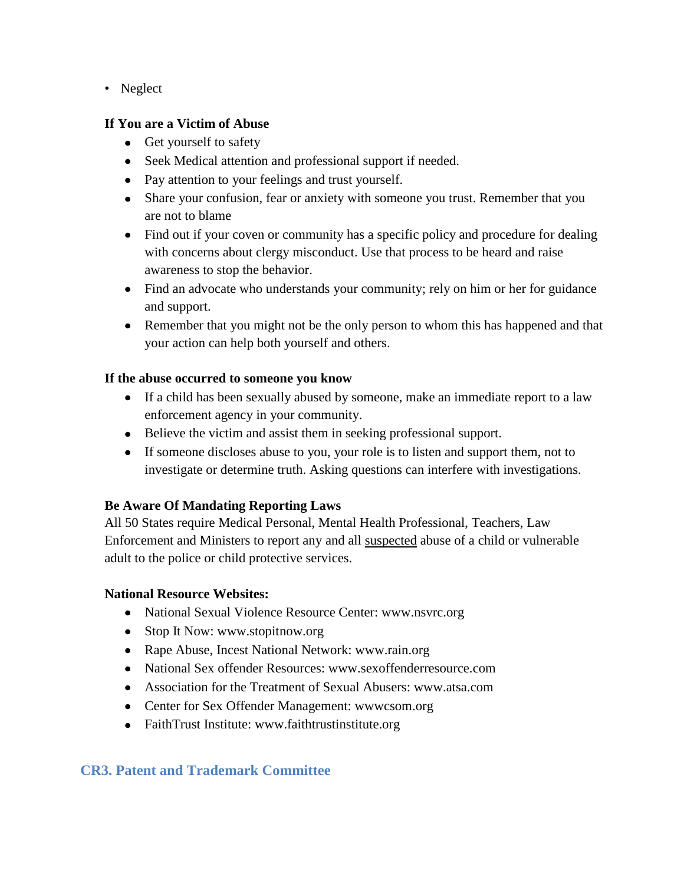- Neglect

**If You are a Victim of Abuse**

- Get yourself to safety
- Seek Medical attention and professional support if needed.
- Pay attention to your feelings and trust yourself.
- Share your confusion, fear or anxiety with someone you trust. Remember that you are not to blame
- Find out if your coven or community has a specific policy and procedure for dealing with concerns about clergy misconduct. Use that process to be heard and raise awareness to stop the behavior.
- Find an advocate who understands your community; rely on him or her for guidance and support.
- Remember that you might not be the only person to whom this has happened and that your action can help both yourself and others.

**If the abuse occurred to someone you know**

- If a child has been sexually abused by someone, make an immediate report to a law enforcement agency in your community.
- Believe the victim and assist them in seeking professional support.
- If someone discloses abuse to you, your role is to listen and support them, not to investigate or determine truth. Asking questions can interfere with investigations.

**Be Aware Of Mandating Reporting Laws**

All 50 States require Medical Personal, Mental Health Professional, Teachers, Law Enforcement and Ministers to report any and all suspected abuse of a child or vulnerable adult to the police or child protective services.

**National Resource Websites:**

- National Sexual Violence Resource Center: www.nsvrc.org
- Stop It Now: www.stopitnow.org
- Rape Abuse, Incest National Network: www.rain.org
- National Sex offender Resources: www.sexoffenderresource.com
- Association for the Treatment of Sexual Abusers: www.atsa.com
- Center for Sex Offender Management: wwwcsom.org
- FaithTrust Institute: www.faithtrustinstitute.org

## CR3. Patent and Trademark Committee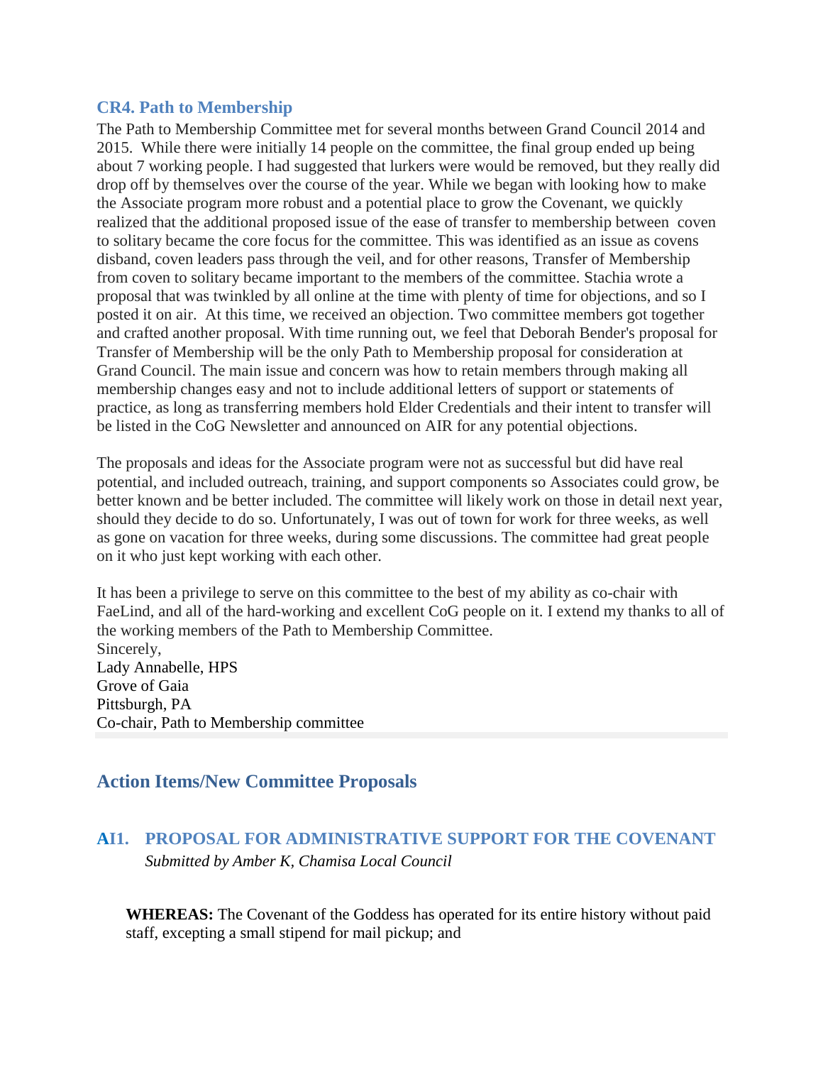### CR4. Path to Membership

The Path to Membership Committee met for several months between Grand Council 2014 and 2015. While there were initially 14 people on the committee, the final group ended up being about 7 working people. I had suggested that lurkers were would be removed, but they really did drop off by themselves over the course of the year. While we began with looking how to make the Associate program more robust and a potential place to grow the Covenant, we quickly realized that the additional proposed issue of the ease of transfer to membership between coven to solitary became the core focus for the committee. This was identified as an issue as covens disband, coven leaders pass through the veil, and for other reasons, Transfer of Membership from coven to solitary became important to the members of the committee. Stachia wrote a proposal that was twinkled by all online at the time with plenty of time for objections, and so I posted it on air. At this time, we received an objection. Two committee members got together and crafted another proposal. With time running out, we feel that Deborah Bender's proposal for Transfer of Membership will be the only Path to Membership proposal for consideration at Grand Council. The main issue and concern was how to retain members through making all membership changes easy and not to include additional letters of support or statements of practice, as long as transferring members hold Elder Credentials and their intent to transfer will be listed in the CoG Newsletter and announced on AIR for any potential objections.

The proposals and ideas for the Associate program were not as successful but did have real potential, and included outreach, training, and support components so Associates could grow, be better known and be better included. The committee will likely work on those in detail next year, should they decide to do so. Unfortunately, I was out of town for work for three weeks, as well as gone on vacation for three weeks, during some discussions. The committee had great people on it who just kept working with each other.

It has been a privilege to serve on this committee to the best of my ability as co-chair with FaeLind, and all of the hard-working and excellent CoG people on it. I extend my thanks to all of the working members of the Path to Membership Committee.
Sincerely,
Lady Annabelle, HPS
Grove of Gaia
Pittsburgh, PA
Co-chair, Path to Membership committee

## Action Items/New Committee Proposals

### AI1. PROPOSAL FOR ADMINISTRATIVE SUPPORT FOR THE COVENANT

*Submitted by Amber K, Chamisa Local Council*

**WHEREAS:** The Covenant of the Goddess has operated for its entire history without paid staff, excepting a small stipend for mail pickup; and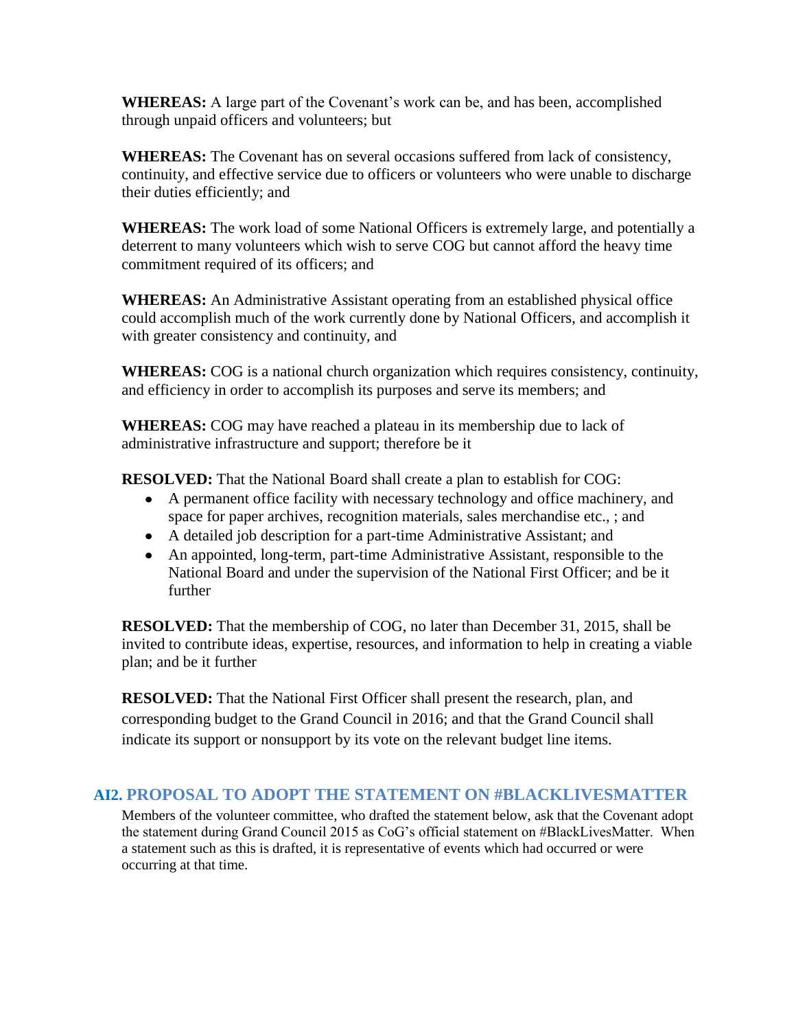**WHEREAS:** A large part of the Covenant's work can be, and has been, accomplished through unpaid officers and volunteers; but

**WHEREAS:** The Covenant has on several occasions suffered from lack of consistency, continuity, and effective service due to officers or volunteers who were unable to discharge their duties efficiently; and

**WHEREAS:** The work load of some National Officers is extremely large, and potentially a deterrent to many volunteers which wish to serve COG but cannot afford the heavy time commitment required of its officers; and

**WHEREAS:** An Administrative Assistant operating from an established physical office could accomplish much of the work currently done by National Officers, and accomplish it with greater consistency and continuity, and

**WHEREAS:** COG is a national church organization which requires consistency, continuity, and efficiency in order to accomplish its purposes and serve its members; and

**WHEREAS:** COG may have reached a plateau in its membership due to lack of administrative infrastructure and support; therefore be it

**RESOLVED:** That the National Board shall create a plan to establish for COG:

- A permanent office facility with necessary technology and office machinery, and space for paper archives, recognition materials, sales merchandise etc., ; and
- A detailed job description for a part-time Administrative Assistant; and
- An appointed, long-term, part-time Administrative Assistant, responsible to the National Board and under the supervision of the National First Officer; and be it further

**RESOLVED:** That the membership of COG, no later than December 31, 2015, shall be invited to contribute ideas, expertise, resources, and information to help in creating a viable plan; and be it further

**RESOLVED:** That the National First Officer shall present the research, plan, and corresponding budget to the Grand Council in 2016; and that the Grand Council shall indicate its support or nonsupport by its vote on the relevant budget line items.

## AI2. PROPOSAL TO ADOPT THE STATEMENT ON #BLACKLIVESMATTER

Members of the volunteer committee, who drafted the statement below, ask that the Covenant adopt the statement during Grand Council 2015 as CoG's official statement on #BlackLivesMatter. When a statement such as this is drafted, it is representative of events which had occurred or were occurring at that time.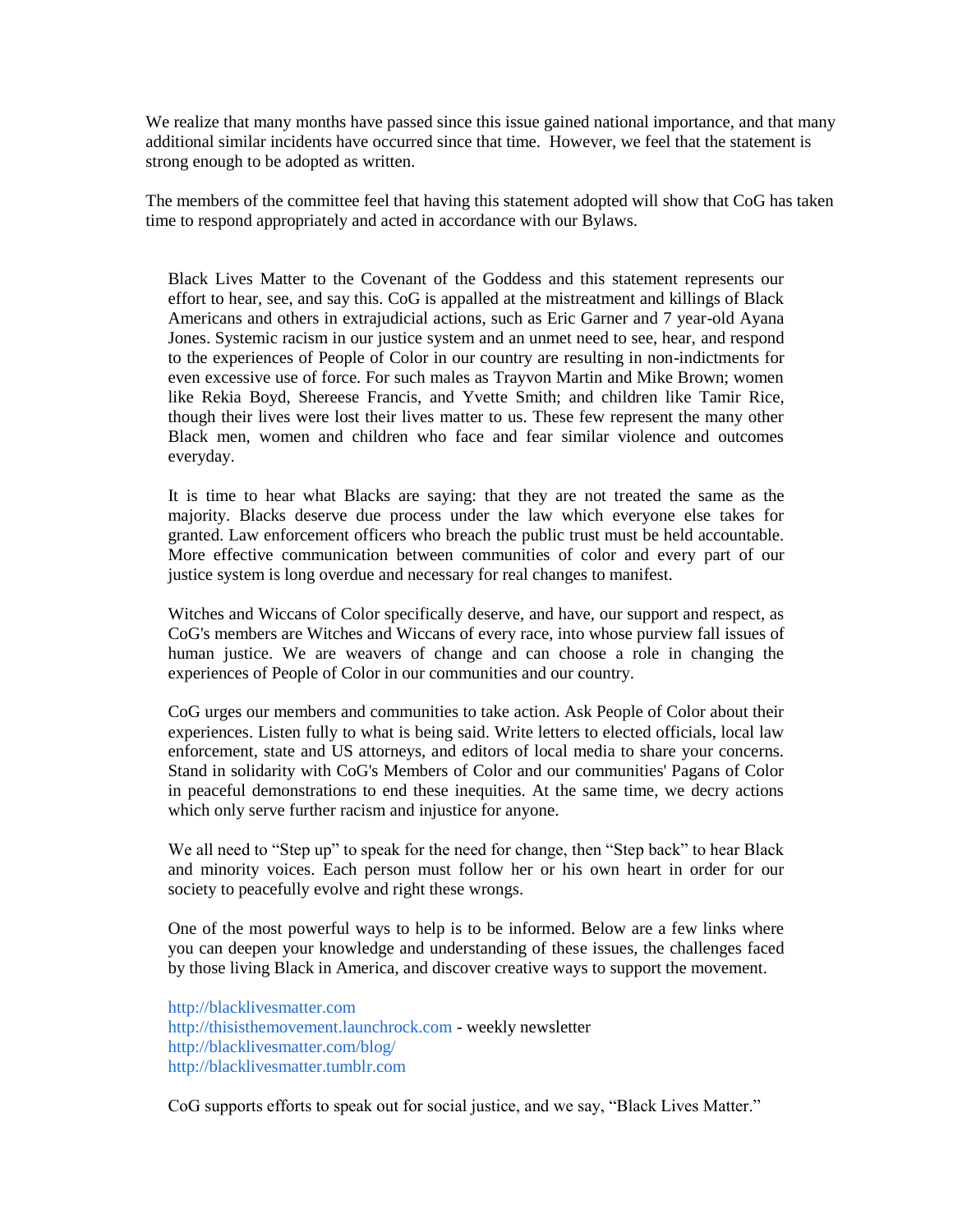We realize that many months have passed since this issue gained national importance, and that many additional similar incidents have occurred since that time. However, we feel that the statement is strong enough to be adopted as written.

The members of the committee feel that having this statement adopted will show that CoG has taken time to respond appropriately and acted in accordance with our Bylaws.

> Black Lives Matter to the Covenant of the Goddess and this statement represents our effort to hear, see, and say this. CoG is appalled at the mistreatment and killings of Black Americans and others in extrajudicial actions, such as Eric Garner and 7 year-old Ayana Jones. Systemic racism in our justice system and an unmet need to see, hear, and respond to the experiences of People of Color in our country are resulting in non-indictments for even excessive use of force. For such males as Trayvon Martin and Mike Brown; women like Rekia Boyd, Shereese Francis, and Yvette Smith; and children like Tamir Rice, though their lives were lost their lives matter to us. These few represent the many other Black men, women and children who face and fear similar violence and outcomes everyday.
>
> It is time to hear what Blacks are saying: that they are not treated the same as the majority. Blacks deserve due process under the law which everyone else takes for granted. Law enforcement officers who breach the public trust must be held accountable. More effective communication between communities of color and every part of our justice system is long overdue and necessary for real changes to manifest.
>
> Witches and Wiccans of Color specifically deserve, and have, our support and respect, as CoG's members are Witches and Wiccans of every race, into whose purview fall issues of human justice. We are weavers of change and can choose a role in changing the experiences of People of Color in our communities and our country.
>
> CoG urges our members and communities to take action. Ask People of Color about their experiences. Listen fully to what is being said. Write letters to elected officials, local law enforcement, state and US attorneys, and editors of local media to share your concerns. Stand in solidarity with CoG's Members of Color and our communities' Pagans of Color in peaceful demonstrations to end these inequities. At the same time, we decry actions which only serve further racism and injustice for anyone.
>
> We all need to "Step up" to speak for the need for change, then "Step back" to hear Black and minority voices. Each person must follow her or his own heart in order for our society to peacefully evolve and right these wrongs.
>
> One of the most powerful ways to help is to be informed. Below are a few links where you can deepen your knowledge and understanding of these issues, the challenges faced by those living Black in America, and discover creative ways to support the movement.
>
> http://blacklivesmatter.com  
> http://thisisthemovement.launchrock.com - weekly newsletter  
> http://blacklivesmatter.com/blog/  
> http://blacklivesmatter.tumblr.com
>
> CoG supports efforts to speak out for social justice, and we say, "Black Lives Matter."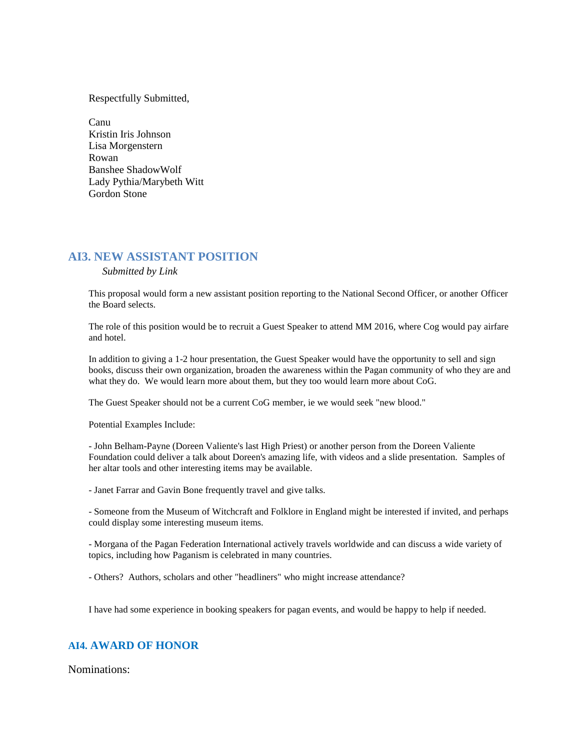Respectfully Submitted,

Canu
Kristin Iris Johnson
Lisa Morgenstern
Rowan
Banshee ShadowWolf
Lady Pythia/Marybeth Witt
Gordon Stone

## AI3. NEW ASSISTANT POSITION

*Submitted by Link*

This proposal would form a new assistant position reporting to the National Second Officer, or another Officer the Board selects.

The role of this position would be to recruit a Guest Speaker to attend MM 2016, where Cog would pay airfare and hotel.

In addition to giving a 1-2 hour presentation, the Guest Speaker would have the opportunity to sell and sign books, discuss their own organization, broaden the awareness within the Pagan community of who they are and what they do. We would learn more about them, but they too would learn more about CoG.

The Guest Speaker should not be a current CoG member, ie we would seek "new blood."

Potential Examples Include:

- John Belham-Payne (Doreen Valiente's last High Priest) or another person from the Doreen Valiente Foundation could deliver a talk about Doreen's amazing life, with videos and a slide presentation. Samples of her altar tools and other interesting items may be available.

- Janet Farrar and Gavin Bone frequently travel and give talks.

- Someone from the Museum of Witchcraft and Folklore in England might be interested if invited, and perhaps could display some interesting museum items.

- Morgana of the Pagan Federation International actively travels worldwide and can discuss a wide variety of topics, including how Paganism is celebrated in many countries.

- Others? Authors, scholars and other "headliners" who might increase attendance?

I have had some experience in booking speakers for pagan events, and would be happy to help if needed.

## AI4. AWARD OF HONOR

Nominations: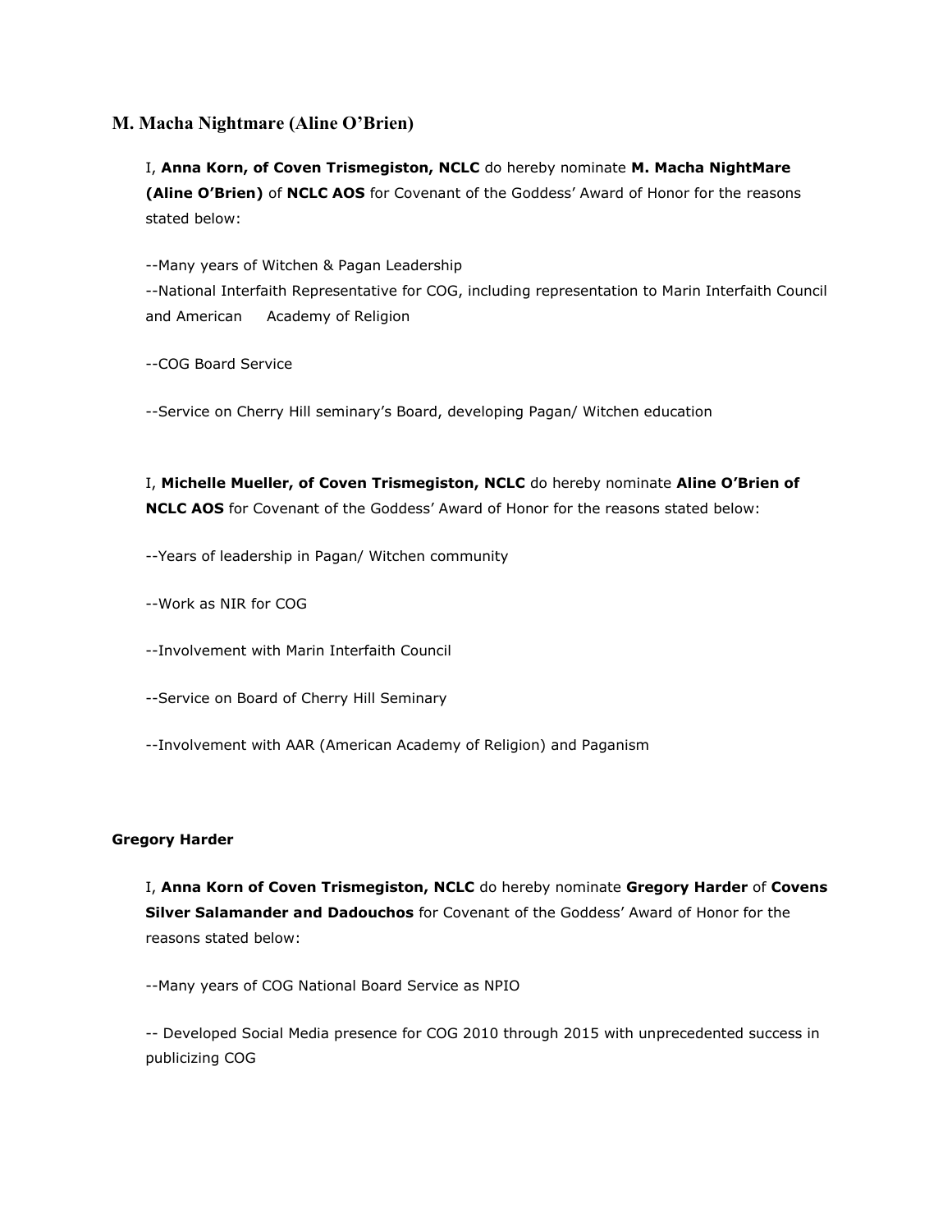## M. Macha Nightmare (Aline O'Brien)

I, **Anna Korn, of Coven Trismegiston, NCLC** do hereby nominate **M. Macha NightMare (Aline O'Brien)** of **NCLC AOS** for Covenant of the Goddess' Award of Honor for the reasons stated below:

--Many years of Witchen & Pagan Leadership
--National Interfaith Representative for COG, including representation to Marin Interfaith Council and American Academy of Religion

--COG Board Service

--Service on Cherry Hill seminary's Board, developing Pagan/ Witchen education

I, **Michelle Mueller, of Coven Trismegiston, NCLC** do hereby nominate **Aline O'Brien of NCLC AOS** for Covenant of the Goddess' Award of Honor for the reasons stated below:

--Years of leadership in Pagan/ Witchen community

--Work as NIR for COG

--Involvement with Marin Interfaith Council

--Service on Board of Cherry Hill Seminary

--Involvement with AAR (American Academy of Religion) and Paganism

**Gregory Harder**

I, **Anna Korn of Coven Trismegiston, NCLC** do hereby nominate **Gregory Harder** of **Covens Silver Salamander and Dadouchos** for Covenant of the Goddess' Award of Honor for the reasons stated below:

--Many years of COG National Board Service as NPIO

-- Developed Social Media presence for COG 2010 through 2015 with unprecedented success in publicizing COG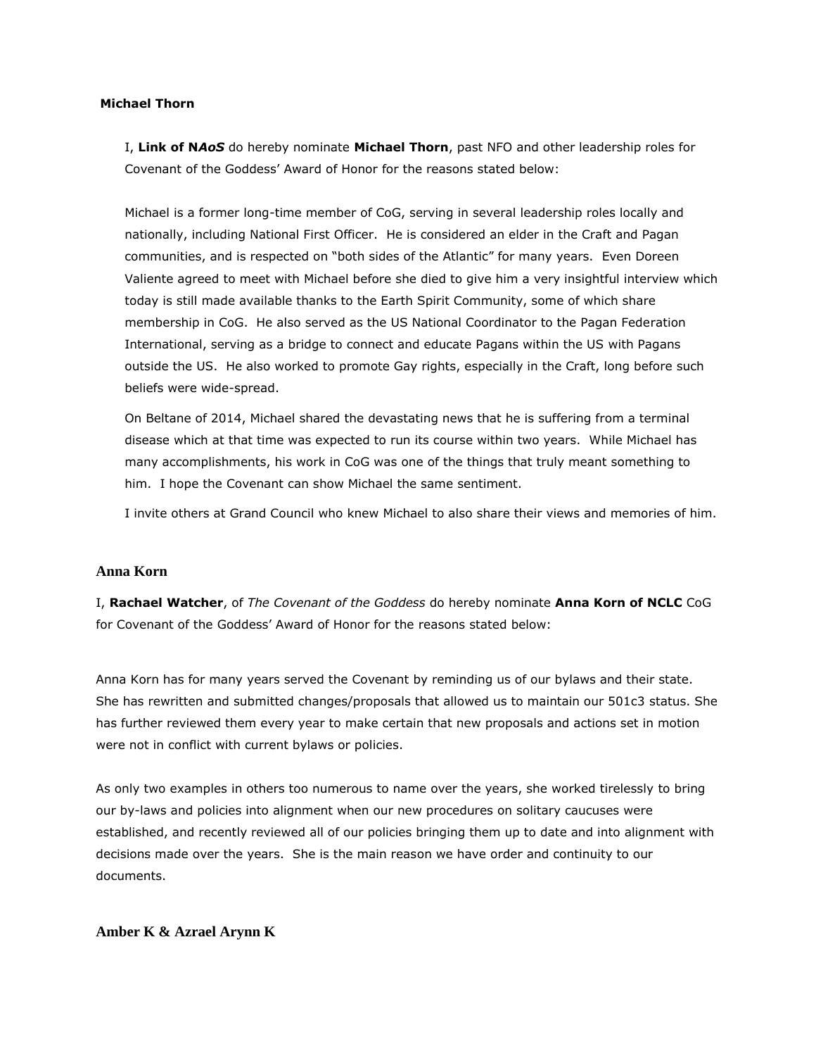### Michael Thorn

I, **Link of N*AoS*** do hereby nominate **Michael Thorn**, past NFO and other leadership roles for Covenant of the Goddess' Award of Honor for the reasons stated below:

Michael is a former long-time member of CoG, serving in several leadership roles locally and nationally, including National First Officer. He is considered an elder in the Craft and Pagan communities, and is respected on "both sides of the Atlantic" for many years. Even Doreen Valiente agreed to meet with Michael before she died to give him a very insightful interview which today is still made available thanks to the Earth Spirit Community, some of which share membership in CoG. He also served as the US National Coordinator to the Pagan Federation International, serving as a bridge to connect and educate Pagans within the US with Pagans outside the US. He also worked to promote Gay rights, especially in the Craft, long before such beliefs were wide-spread.

On Beltane of 2014, Michael shared the devastating news that he is suffering from a terminal disease which at that time was expected to run its course within two years. While Michael has many accomplishments, his work in CoG was one of the things that truly meant something to him. I hope the Covenant can show Michael the same sentiment.

I invite others at Grand Council who knew Michael to also share their views and memories of him.

### Anna Korn

I, **Rachael Watcher**, of *The Covenant of the Goddess* do hereby nominate **Anna Korn of NCLC** CoG for Covenant of the Goddess' Award of Honor for the reasons stated below:

Anna Korn has for many years served the Covenant by reminding us of our bylaws and their state. She has rewritten and submitted changes/proposals that allowed us to maintain our 501c3 status. She has further reviewed them every year to make certain that new proposals and actions set in motion were not in conflict with current bylaws or policies.

As only two examples in others too numerous to name over the years, she worked tirelessly to bring our by-laws and policies into alignment when our new procedures on solitary caucuses were established, and recently reviewed all of our policies bringing them up to date and into alignment with decisions made over the years. She is the main reason we have order and continuity to our documents.

### Amber K & Azrael Arynn K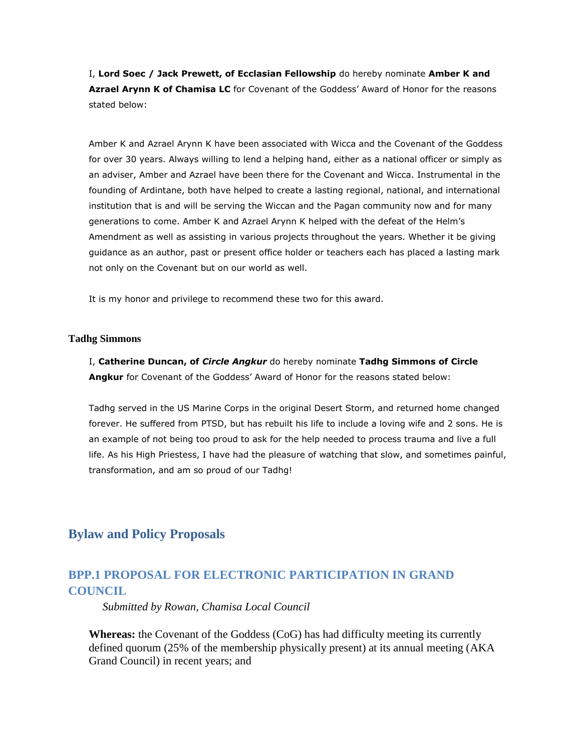I, **Lord Soec / Jack Prewett, of Ecclasian Fellowship** do hereby nominate **Amber K and Azrael Arynn K of Chamisa LC** for Covenant of the Goddess' Award of Honor for the reasons stated below:

Amber K and Azrael Arynn K have been associated with Wicca and the Covenant of the Goddess for over 30 years. Always willing to lend a helping hand, either as a national officer or simply as an adviser, Amber and Azrael have been there for the Covenant and Wicca. Instrumental in the founding of Ardintane, both have helped to create a lasting regional, national, and international institution that is and will be serving the Wiccan and the Pagan community now and for many generations to come. Amber K and Azrael Arynn K helped with the defeat of the Helm's Amendment as well as assisting in various projects throughout the years. Whether it be giving guidance as an author, past or present office holder or teachers each has placed a lasting mark not only on the Covenant but on our world as well.

It is my honor and privilege to recommend these two for this award.

#### Tadhg Simmons

I, **Catherine Duncan, of *Circle Angkur*** do hereby nominate **Tadhg Simmons of Circle Angkur** for Covenant of the Goddess' Award of Honor for the reasons stated below:

Tadhg served in the US Marine Corps in the original Desert Storm, and returned home changed forever. He suffered from PTSD, but has rebuilt his life to include a loving wife and 2 sons. He is an example of not being too proud to ask for the help needed to process trauma and live a full life. As his High Priestess, I have had the pleasure of watching that slow, and sometimes painful, transformation, and am so proud of our Tadhg!

## Bylaw and Policy Proposals

### BPP.1 PROPOSAL FOR ELECTRONIC PARTICIPATION IN GRAND COUNCIL

*Submitted by Rowan, Chamisa Local Council*

**Whereas:** the Covenant of the Goddess (CoG) has had difficulty meeting its currently defined quorum (25% of the membership physically present) at its annual meeting (AKA Grand Council) in recent years; and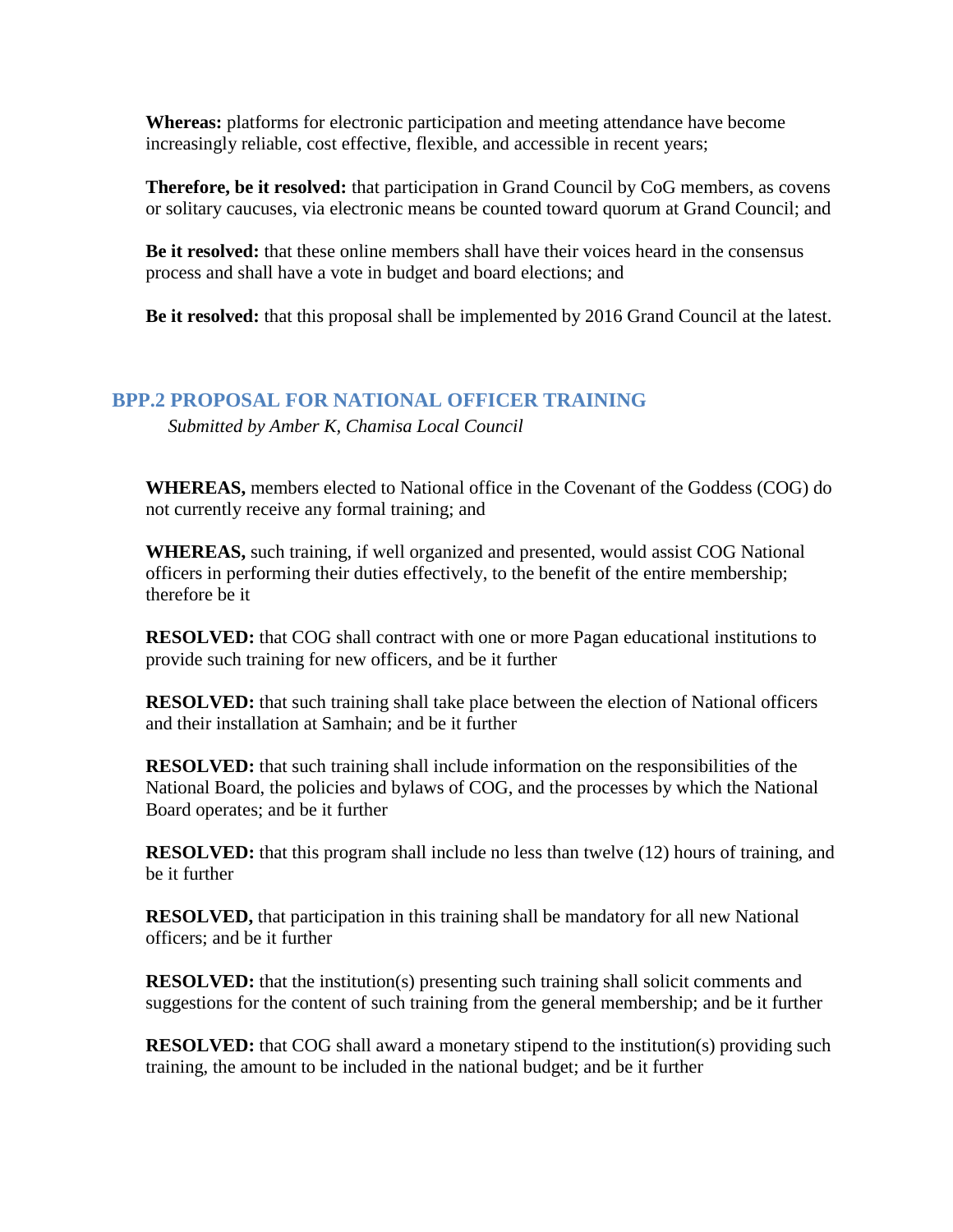**Whereas:** platforms for electronic participation and meeting attendance have become increasingly reliable, cost effective, flexible, and accessible in recent years;

**Therefore, be it resolved:** that participation in Grand Council by CoG members, as covens or solitary caucuses, via electronic means be counted toward quorum at Grand Council; and

**Be it resolved:** that these online members shall have their voices heard in the consensus process and shall have a vote in budget and board elections; and

**Be it resolved:** that this proposal shall be implemented by 2016 Grand Council at the latest.

## BPP.2 PROPOSAL FOR NATIONAL OFFICER TRAINING

*Submitted by Amber K, Chamisa Local Council*

**WHEREAS,** members elected to National office in the Covenant of the Goddess (COG) do not currently receive any formal training; and

**WHEREAS,** such training, if well organized and presented, would assist COG National officers in performing their duties effectively, to the benefit of the entire membership; therefore be it

**RESOLVED:** that COG shall contract with one or more Pagan educational institutions to provide such training for new officers, and be it further

**RESOLVED:** that such training shall take place between the election of National officers and their installation at Samhain; and be it further

**RESOLVED:** that such training shall include information on the responsibilities of the National Board, the policies and bylaws of COG, and the processes by which the National Board operates; and be it further

**RESOLVED:** that this program shall include no less than twelve (12) hours of training, and be it further

**RESOLVED,** that participation in this training shall be mandatory for all new National officers; and be it further

**RESOLVED:** that the institution(s) presenting such training shall solicit comments and suggestions for the content of such training from the general membership; and be it further

**RESOLVED:** that COG shall award a monetary stipend to the institution(s) providing such training, the amount to be included in the national budget; and be it further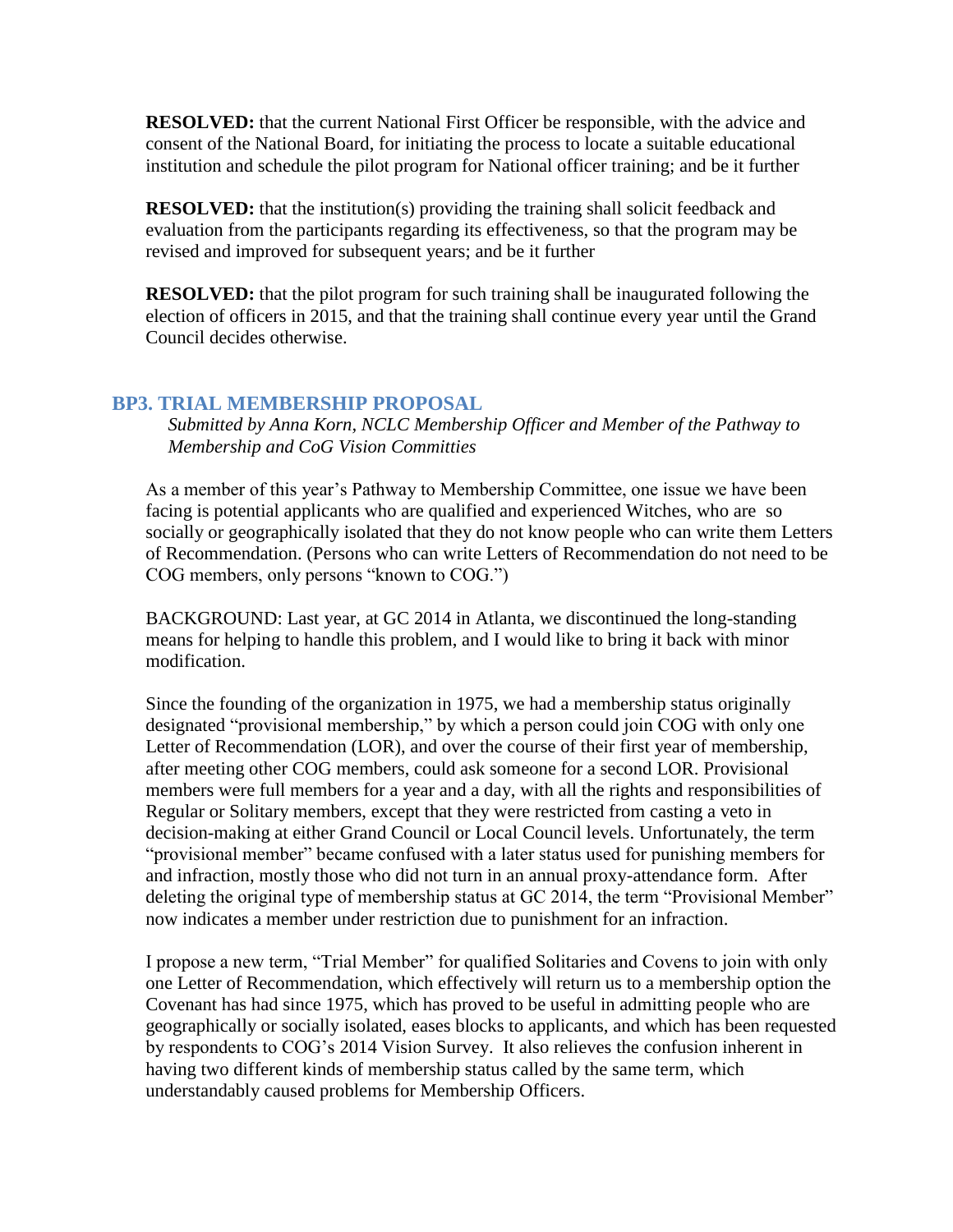**RESOLVED:** that the current National First Officer be responsible, with the advice and consent of the National Board, for initiating the process to locate a suitable educational institution and schedule the pilot program for National officer training; and be it further

**RESOLVED:** that the institution(s) providing the training shall solicit feedback and evaluation from the participants regarding its effectiveness, so that the program may be revised and improved for subsequent years; and be it further

**RESOLVED:** that the pilot program for such training shall be inaugurated following the election of officers in 2015, and that the training shall continue every year until the Grand Council decides otherwise.

## BP3. TRIAL MEMBERSHIP PROPOSAL

*Submitted by Anna Korn, NCLC Membership Officer and Member of the Pathway to Membership and CoG Vision Committies*

As a member of this year's Pathway to Membership Committee, one issue we have been facing is potential applicants who are qualified and experienced Witches, who are so socially or geographically isolated that they do not know people who can write them Letters of Recommendation. (Persons who can write Letters of Recommendation do not need to be COG members, only persons "known to COG.")

BACKGROUND: Last year, at GC 2014 in Atlanta, we discontinued the long-standing means for helping to handle this problem, and I would like to bring it back with minor modification.

Since the founding of the organization in 1975, we had a membership status originally designated "provisional membership," by which a person could join COG with only one Letter of Recommendation (LOR), and over the course of their first year of membership, after meeting other COG members, could ask someone for a second LOR. Provisional members were full members for a year and a day, with all the rights and responsibilities of Regular or Solitary members, except that they were restricted from casting a veto in decision-making at either Grand Council or Local Council levels. Unfortunately, the term "provisional member" became confused with a later status used for punishing members for and infraction, mostly those who did not turn in an annual proxy-attendance form. After deleting the original type of membership status at GC 2014, the term "Provisional Member" now indicates a member under restriction due to punishment for an infraction.

I propose a new term, "Trial Member" for qualified Solitaries and Covens to join with only one Letter of Recommendation, which effectively will return us to a membership option the Covenant has had since 1975, which has proved to be useful in admitting people who are geographically or socially isolated, eases blocks to applicants, and which has been requested by respondents to COG's 2014 Vision Survey. It also relieves the confusion inherent in having two different kinds of membership status called by the same term, which understandably caused problems for Membership Officers.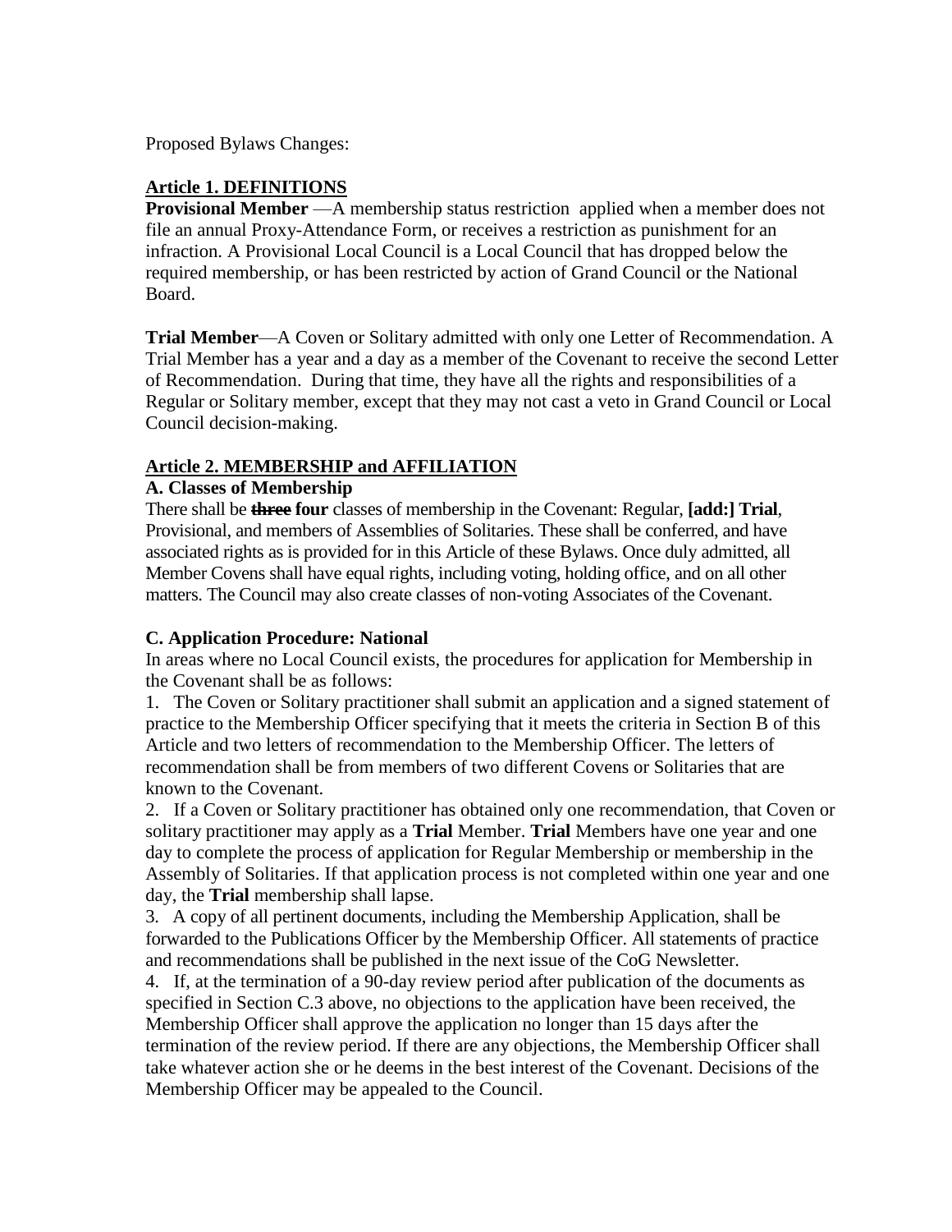Proposed Bylaws Changes:

**Article 1. DEFINITIONS**

**Provisional Member** —A membership status restriction applied when a member does not file an annual Proxy-Attendance Form, or receives a restriction as punishment for an infraction. A Provisional Local Council is a Local Council that has dropped below the required membership, or has been restricted by action of Grand Council or the National Board.

**Trial Member**—A Coven or Solitary admitted with only one Letter of Recommendation. A Trial Member has a year and a day as a member of the Covenant to receive the second Letter of Recommendation. During that time, they have all the rights and responsibilities of a Regular or Solitary member, except that they may not cast a veto in Grand Council or Local Council decision-making.

**Article 2. MEMBERSHIP and AFFILIATION**

**A. Classes of Membership**

There shall be ~~three~~ **four** classes of membership in the Covenant: Regular, **[add:] Trial**, Provisional, and members of Assemblies of Solitaries. These shall be conferred, and have associated rights as is provided for in this Article of these Bylaws. Once duly admitted, all Member Covens shall have equal rights, including voting, holding office, and on all other matters. The Council may also create classes of non-voting Associates of the Covenant.

**C. Application Procedure: National**

In areas where no Local Council exists, the procedures for application for Membership in the Covenant shall be as follows:

1. The Coven or Solitary practitioner shall submit an application and a signed statement of practice to the Membership Officer specifying that it meets the criteria in Section B of this Article and two letters of recommendation to the Membership Officer. The letters of recommendation shall be from members of two different Covens or Solitaries that are known to the Covenant.
2. If a Coven or Solitary practitioner has obtained only one recommendation, that Coven or solitary practitioner may apply as a **Trial** Member. **Trial** Members have one year and one day to complete the process of application for Regular Membership or membership in the Assembly of Solitaries. If that application process is not completed within one year and one day, the **Trial** membership shall lapse.
3. A copy of all pertinent documents, including the Membership Application, shall be forwarded to the Publications Officer by the Membership Officer. All statements of practice and recommendations shall be published in the next issue of the CoG Newsletter.
4. If, at the termination of a 90-day review period after publication of the documents as specified in Section C.3 above, no objections to the application have been received, the Membership Officer shall approve the application no longer than 15 days after the termination of the review period. If there are any objections, the Membership Officer shall take whatever action she or he deems in the best interest of the Covenant. Decisions of the Membership Officer may be appealed to the Council.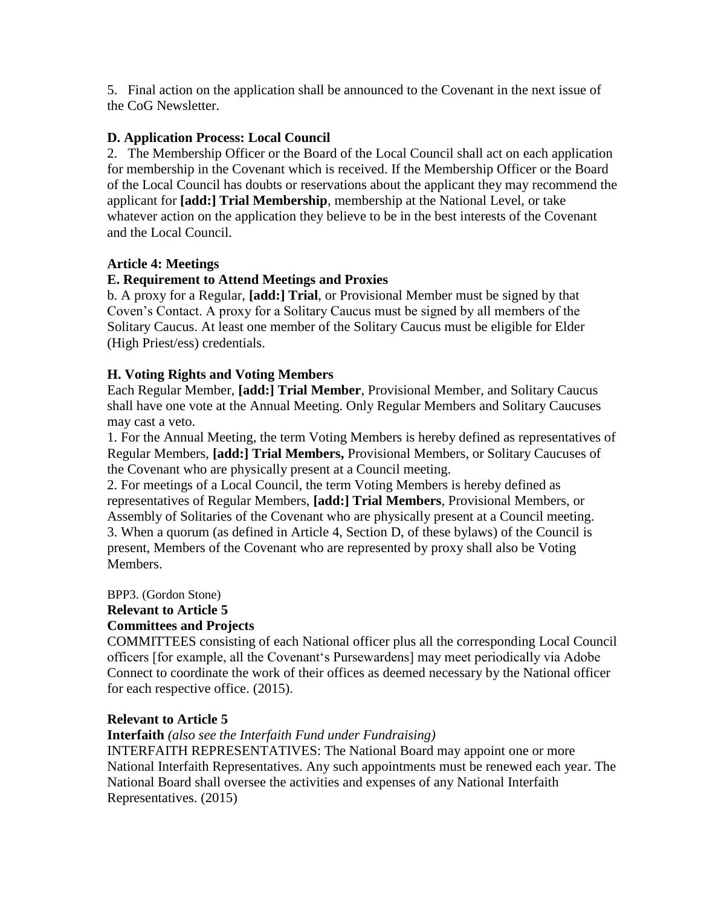5. Final action on the application shall be announced to the Covenant in the next issue of the CoG Newsletter.

**D. Application Process: Local Council**

2. The Membership Officer or the Board of the Local Council shall act on each application for membership in the Covenant which is received. If the Membership Officer or the Board of the Local Council has doubts or reservations about the applicant they may recommend the applicant for **[add:] Trial Membership**, membership at the National Level, or take whatever action on the application they believe to be in the best interests of the Covenant and the Local Council.

**Article 4: Meetings**

**E. Requirement to Attend Meetings and Proxies**

b. A proxy for a Regular, **[add:] Trial**, or Provisional Member must be signed by that Coven's Contact. A proxy for a Solitary Caucus must be signed by all members of the Solitary Caucus. At least one member of the Solitary Caucus must be eligible for Elder (High Priest/ess) credentials.

**H. Voting Rights and Voting Members**

Each Regular Member, **[add:] Trial Member**, Provisional Member, and Solitary Caucus shall have one vote at the Annual Meeting. Only Regular Members and Solitary Caucuses may cast a veto.

1. For the Annual Meeting, the term Voting Members is hereby defined as representatives of Regular Members, **[add:] Trial Members,** Provisional Members, or Solitary Caucuses of the Covenant who are physically present at a Council meeting.
2. For meetings of a Local Council, the term Voting Members is hereby defined as representatives of Regular Members, **[add:] Trial Members**, Provisional Members, or Assembly of Solitaries of the Covenant who are physically present at a Council meeting.
3. When a quorum (as defined in Article 4, Section D, of these bylaws) of the Council is present, Members of the Covenant who are represented by proxy shall also be Voting Members.

BPP3. (Gordon Stone)

**Relevant to Article 5**

**Committees and Projects**

COMMITTEES consisting of each National officer plus all the corresponding Local Council officers [for example, all the Covenant's Pursewardens] may meet periodically via Adobe Connect to coordinate the work of their offices as deemed necessary by the National officer for each respective office. (2015).

**Relevant to Article 5**

**Interfaith** *(also see the Interfaith Fund under Fundraising)*

INTERFAITH REPRESENTATIVES: The National Board may appoint one or more National Interfaith Representatives. Any such appointments must be renewed each year. The National Board shall oversee the activities and expenses of any National Interfaith Representatives. (2015)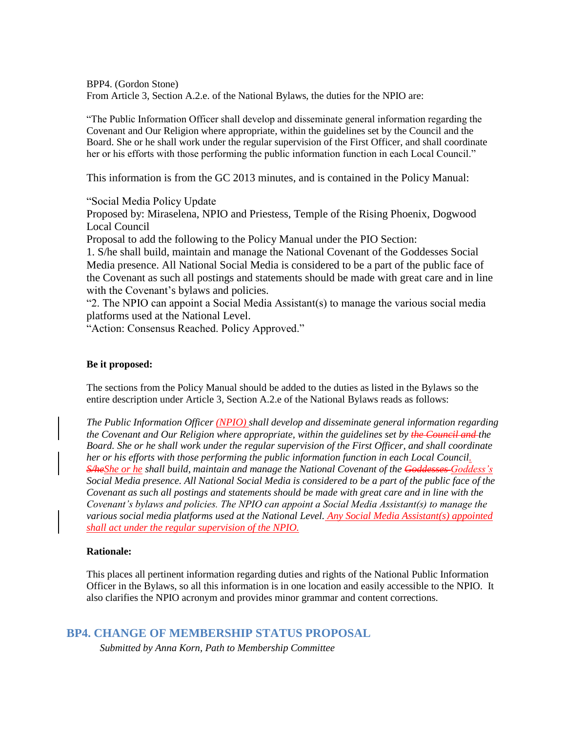BPP4. (Gordon Stone)
From Article 3, Section A.2.e. of the National Bylaws, the duties for the NPIO are:

"The Public Information Officer shall develop and disseminate general information regarding the Covenant and Our Religion where appropriate, within the guidelines set by the Council and the Board. She or he shall work under the regular supervision of the First Officer, and shall coordinate her or his efforts with those performing the public information function in each Local Council."

This information is from the GC 2013 minutes, and is contained in the Policy Manual:

"Social Media Policy Update
Proposed by: Miraselena, NPIO and Priestess, Temple of the Rising Phoenix, Dogwood Local Council
Proposal to add the following to the Policy Manual under the PIO Section:
1. S/he shall build, maintain and manage the National Covenant of the Goddesses Social Media presence. All National Social Media is considered to be a part of the public face of the Covenant as such all postings and statements should be made with great care and in line with the Covenant's bylaws and policies.
"2. The NPIO can appoint a Social Media Assistant(s) to manage the various social media platforms used at the National Level.
"Action: Consensus Reached. Policy Approved."

**Be it proposed:**

The sections from the Policy Manual should be added to the duties as listed in the Bylaws so the entire description under Article 3, Section A.2.e of the National Bylaws reads as follows:

*The Public Information Officer (NPIO) shall develop and disseminate general information regarding the Covenant and Our Religion where appropriate, within the guidelines set by ~~the Council and~~ the Board. She or he shall work under the regular supervision of the First Officer, and shall coordinate her or his efforts with those performing the public information function in each Local Council. ~~S/he~~She or he shall build, maintain and manage the National Covenant of the ~~Goddesses~~ Goddess's Social Media presence. All National Social Media is considered to be a part of the public face of the Covenant as such all postings and statements should be made with great care and in line with the Covenant's bylaws and policies. The NPIO can appoint a Social Media Assistant(s) to manage the various social media platforms used at the National Level. Any Social Media Assistant(s) appointed shall act under the regular supervision of the NPIO.*

**Rationale:**

This places all pertinent information regarding duties and rights of the National Public Information Officer in the Bylaws, so all this information is in one location and easily accessible to the NPIO. It also clarifies the NPIO acronym and provides minor grammar and content corrections.

## BP4. CHANGE OF MEMBERSHIP STATUS PROPOSAL

*Submitted by Anna Korn, Path to Membership Committee*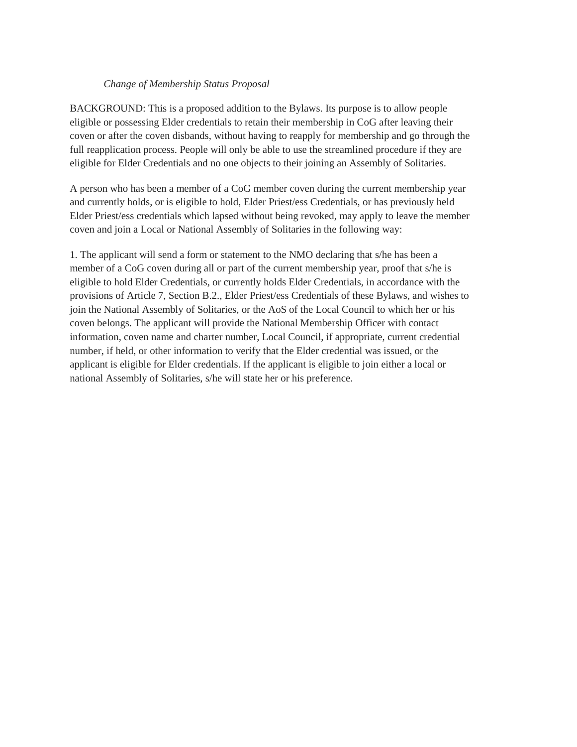*Change of Membership Status Proposal*

BACKGROUND: This is a proposed addition to the Bylaws. Its purpose is to allow people eligible or possessing Elder credentials to retain their membership in CoG after leaving their coven or after the coven disbands, without having to reapply for membership and go through the full reapplication process. People will only be able to use the streamlined procedure if they are eligible for Elder Credentials and no one objects to their joining an Assembly of Solitaries.

A person who has been a member of a CoG member coven during the current membership year and currently holds, or is eligible to hold, Elder Priest/ess Credentials, or has previously held Elder Priest/ess credentials which lapsed without being revoked, may apply to leave the member coven and join a Local or National Assembly of Solitaries in the following way:

1. The applicant will send a form or statement to the NMO declaring that s/he has been a member of a CoG coven during all or part of the current membership year, proof that s/he is eligible to hold Elder Credentials, or currently holds Elder Credentials, in accordance with the provisions of Article 7, Section B.2., Elder Priest/ess Credentials of these Bylaws, and wishes to join the National Assembly of Solitaries, or the AoS of the Local Council to which her or his coven belongs. The applicant will provide the National Membership Officer with contact information, coven name and charter number, Local Council, if appropriate, current credential number, if held, or other information to verify that the Elder credential was issued, or the applicant is eligible for Elder credentials. If the applicant is eligible to join either a local or national Assembly of Solitaries, s/he will state her or his preference.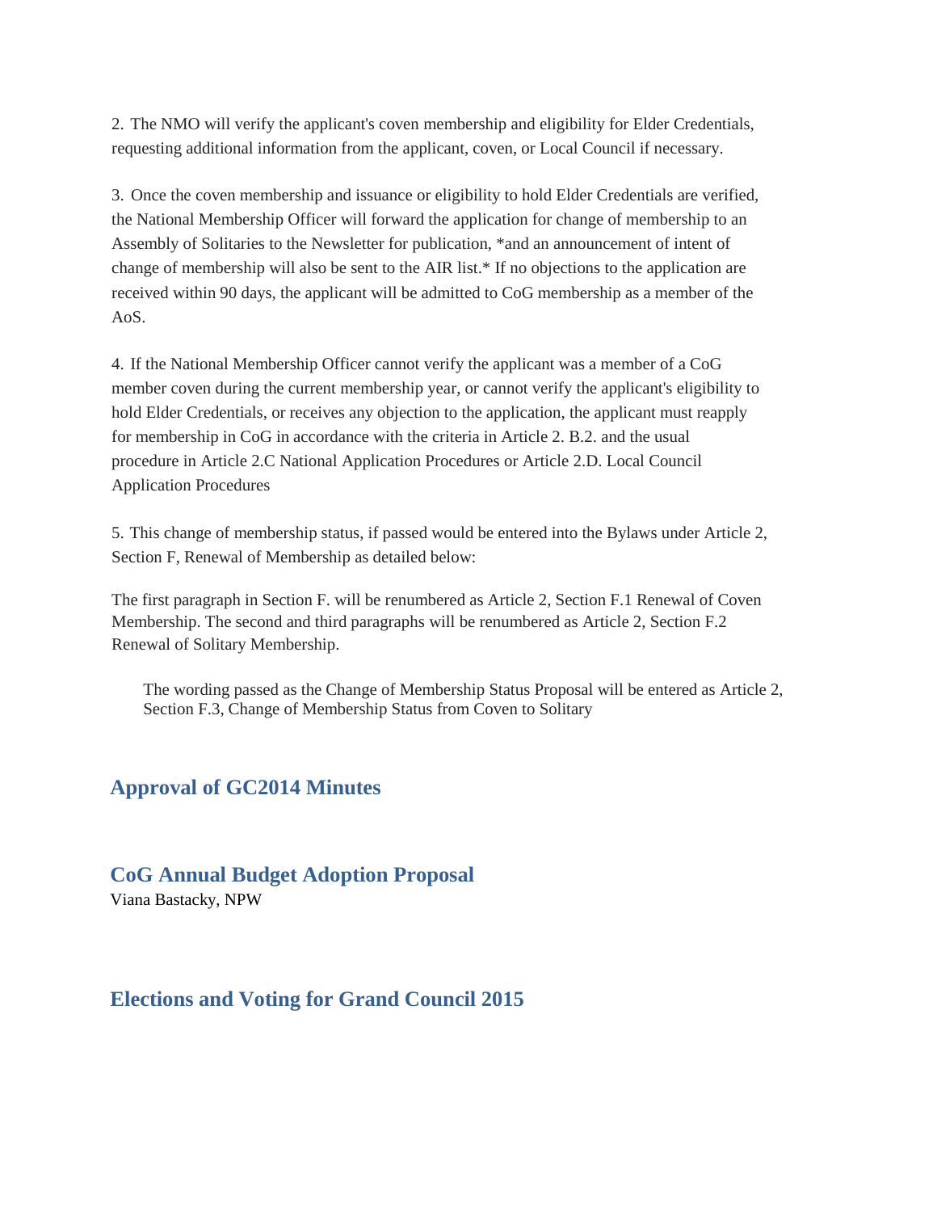2. The NMO will verify the applicant's coven membership and eligibility for Elder Credentials, requesting additional information from the applicant, coven, or Local Council if necessary.

3. Once the coven membership and issuance or eligibility to hold Elder Credentials are verified, the National Membership Officer will forward the application for change of membership to an Assembly of Solitaries to the Newsletter for publication, *and an announcement of intent of change of membership will also be sent to the AIR list.* If no objections to the application are received within 90 days, the applicant will be admitted to CoG membership as a member of the AoS.

4. If the National Membership Officer cannot verify the applicant was a member of a CoG member coven during the current membership year, or cannot verify the applicant's eligibility to hold Elder Credentials, or receives any objection to the application, the applicant must reapply for membership in CoG in accordance with the criteria in Article 2. B.2. and the usual procedure in Article 2.C National Application Procedures or Article 2.D. Local Council Application Procedures

5. This change of membership status, if passed would be entered into the Bylaws under Article 2, Section F, Renewal of Membership as detailed below:

The first paragraph in Section F. will be renumbered as Article 2, Section F.1 Renewal of Coven Membership. The second and third paragraphs will be renumbered as Article 2, Section F.2 Renewal of Solitary Membership.

> The wording passed as the Change of Membership Status Proposal will be entered as Article 2, Section F.3, Change of Membership Status from Coven to Solitary

## Approval of GC2014 Minutes

## CoG Annual Budget Adoption Proposal

Viana Bastacky, NPW

## Elections and Voting for Grand Council 2015